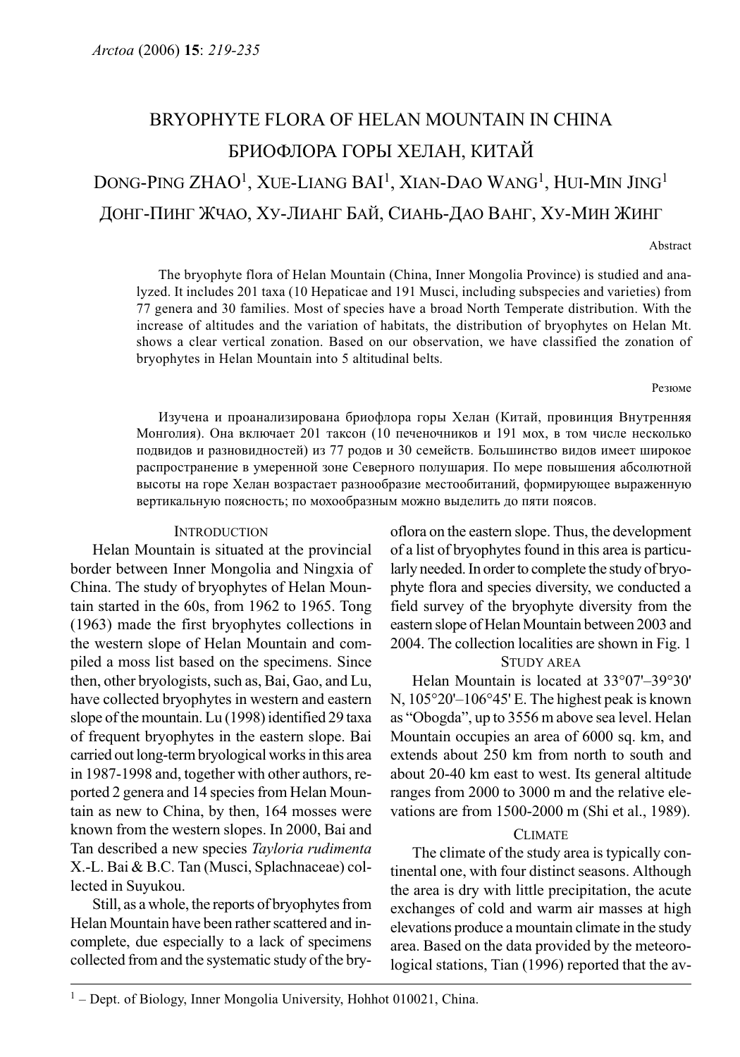# BRYOPHYTE FLORA OF HELAN MOUNTAIN IN CHINA

# БРИОФЛОРА ГОРЫ ХЕЛАН, КИТАЙ

DONG-PING ZHAO[1], XUE-LIANG BAI[1], XIAN-DAO WANG[1], HUI-MIN JING[1]

ДОНГ-ПИНГ ЖЧАО, ХУ-ЛИАНГ БАЙ, СИАНЬ-ДАО ВАНГ, ХУ-МИН ЖИНГ

Abstract

The bryophyte flora of Helan Mountain (China, Inner Mongolia Province) is studied and analyzed. It includes 201 taxa (10 Hepaticae and 191 Musci, including subspecies and varieties) from 77 genera and 30 families. Most of species have a broad North Temperate distribution. With the increase of altitudes and the variation of habitats, the distribution of bryophytes on Helan Mt. shows a clear vertical zonation. Based on our observation, we have classified the zonation of bryophytes in Helan Mountain into 5 altitudinal belts.

Резюме

Изучена и проанализирована бриофлора горы Хелан (Китай, провинция Внутренняя Монголия). Она включает 201 таксон (10 печеночников и 191 мох, в том числе несколько подвидов и разновидностей) из 77 родов и 30 семейств. Большинство видов имеет широкое распространение в умеренной зоне Северного полушария. По мере повышения абсолютной высоты на горе Хелан возрастает разнообразие местообитаний, формирующее выраженную вертикальную поясность; по мохообразным можно выделить до пяти поясов.

## INTRODUCTION

Helan Mountain is situated at the provincial border between Inner Mongolia and Ningxia of China. The study of bryophytes of Helan Mountain started in the 60s, from 1962 to 1965. Tong (1963) made the first bryophytes collections in the western slope of Helan Mountain and compiled a moss list based on the specimens. Since then, other bryologists, such as, Bai, Gao, and Lu, have collected bryophytes in western and eastern slope of the mountain. Lu (1998) identified 29 taxa of frequent bryophytes in the eastern slope. Bai carried out long-term bryological works in this area in 1987-1998 and, together with other authors, reported 2 genera and 14 species from Helan Mountain as new to China, by then, 164 mosses were known from the western slopes. In 2000, Bai and Tan described a new species *Tayloria rudimenta* X.-L. Bai & B.C. Tan (Musci, Splachnaceae) collected in Suyukou.

Still, as a whole, the reports of bryophytes from Helan Mountain have been rather scattered and incomplete, due especially to a lack of specimens collected from and the systematic study of the bryoflora on the eastern slope. Thus, the development of a list of bryophytes found in this area is particularly needed. In order to complete the study of bryophyte flora and species diversity, we conducted a field survey of the bryophyte diversity from the eastern slope of Helan Mountain between 2003 and 2004. The collection localities are shown in Fig. 1

## STUDY AREA

Helan Mountain is located at 33°07'–39°30' N, 105°20'–106°45' E. The highest peak is known as "Obogda", up to 3556 m above sea level. Helan Mountain occupies an area of 6000 sq. km, and extends about 250 km from north to south and about 20-40 km east to west. Its general altitude ranges from 2000 to 3000 m and the relative elevations are from 1500-2000 m (Shi et al., 1989).

## CLIMATE

The climate of the study area is typically continental one, with four distinct seasons. Although the area is dry with little precipitation, the acute exchanges of cold and warm air masses at high elevations produce a mountain climate in the study area. Based on the data provided by the meteorological stations, Tian (1996) reported that the av-

[1] – Dept. of Biology, Inner Mongolia University, Hohhot 010021, China.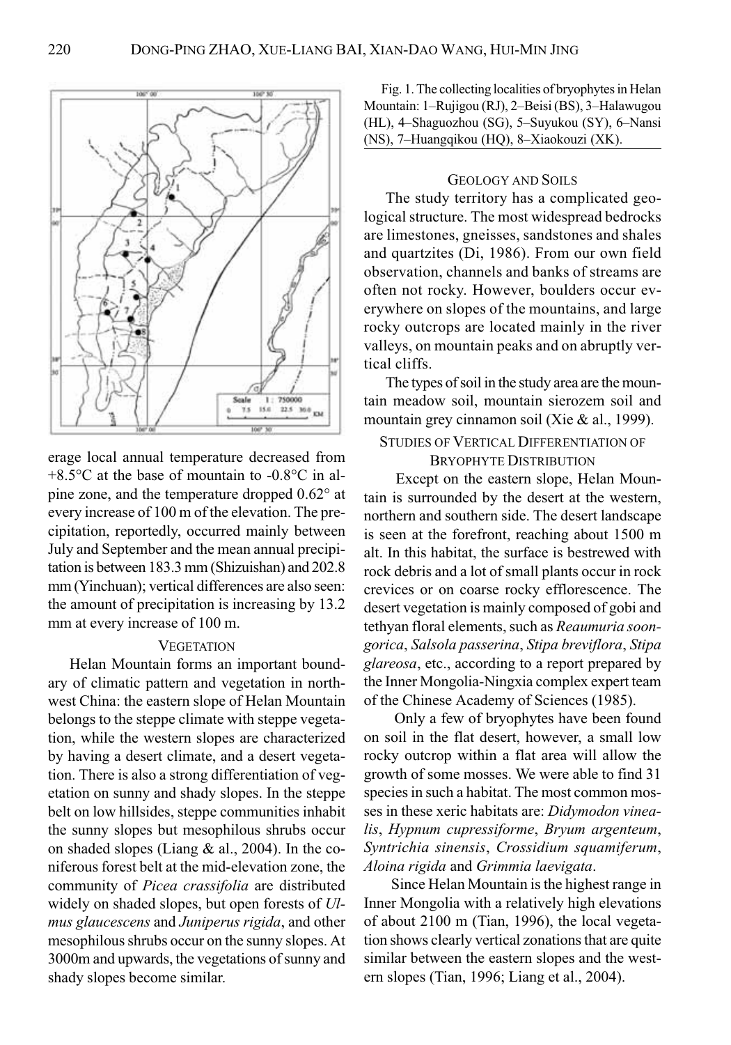erage local annual temperature decreased from +8.5°C at the base of mountain to -0.8°C in alpine zone, and the temperature dropped 0.62° at every increase of 100 m of the elevation. The precipitation, reportedly, occurred mainly between July and September and the mean annual precipitation is between 183.3 mm (Shizuishan) and 202.8 mm (Yinchuan); vertical differences are also seen: the amount of precipitation is increasing by 13.2 mm at every increase of 100 m.

### VEGETATION

Helan Mountain forms an important boundary of climatic pattern and vegetation in northwest China: the eastern slope of Helan Mountain belongs to the steppe climate with steppe vegetation, while the western slopes are characterized by having a desert climate, and a desert vegetation. There is also a strong differentiation of vegetation on sunny and shady slopes. In the steppe belt on low hillsides, steppe communities inhabit the sunny slopes but mesophilous shrubs occur on shaded slopes (Liang & al., 2004). In the coniferous forest belt at the mid-elevation zone, the community of *Picea crassifolia* are distributed widely on shaded slopes, but open forests of *Ulmus glaucescens* and *Juniperus rigida*, and other mesophilous shrubs occur on the sunny slopes. At 3000m and upwards, the vegetations of sunny and shady slopes become similar.

Fig. 1. The collecting localities of bryophytes in Helan Mountain: 1–Rujigou (RJ), 2–Beisi (BS), 3–Halawugou (HL), 4–Shaguozhou (SG), 5–Suyukou (SY), 6–Nansi (NS), 7–Huangqikou (HQ), 8–Xiaokouzi (XK).

### GEOLOGY AND SOILS

The study territory has a complicated geological structure. The most widespread bedrocks are limestones, gneisses, sandstones and shales and quartzites (Di, 1986). From our own field observation, channels and banks of streams are often not rocky. However, boulders occur everywhere on slopes of the mountains, and large rocky outcrops are located mainly in the river valleys, on mountain peaks and on abruptly vertical cliffs.

The types of soil in the study area are the mountain meadow soil, mountain sierozem soil and mountain grey cinnamon soil (Xie & al., 1999).

### STUDIES OF VERTICAL DIFFERENTIATION OF BRYOPHYTE DISTRIBUTION

Except on the eastern slope, Helan Mountain is surrounded by the desert at the western, northern and southern side. The desert landscape is seen at the forefront, reaching about 1500 m alt. In this habitat, the surface is bestrewed with rock debris and a lot of small plants occur in rock crevices or on coarse rocky efflorescence. The desert vegetation is mainly composed of gobi and tethyan floral elements, such as *Reaumuria soongorica*, *Salsola passerina*, *Stipa breviflora*, *Stipa glareosa*, etc., according to a report prepared by the Inner Mongolia-Ningxia complex expert team of the Chinese Academy of Sciences (1985).

Only a few of bryophytes have been found on soil in the flat desert, however, a small low rocky outcrop within a flat area will allow the growth of some mosses. We were able to find 31 species in such a habitat. The most common mosses in these xeric habitats are: *Didymodon vinealis*, *Hypnum cupressiforme*, *Bryum argenteum*, *Syntrichia sinensis*, *Crossidium squamiferum*, *Aloina rigida* and *Grimmia laevigata*.

Since Helan Mountain is the highest range in Inner Mongolia with a relatively high elevations of about 2100 m (Tian, 1996), the local vegetation shows clearly vertical zonations that are quite similar between the eastern slopes and the western slopes (Tian, 1996; Liang et al., 2004).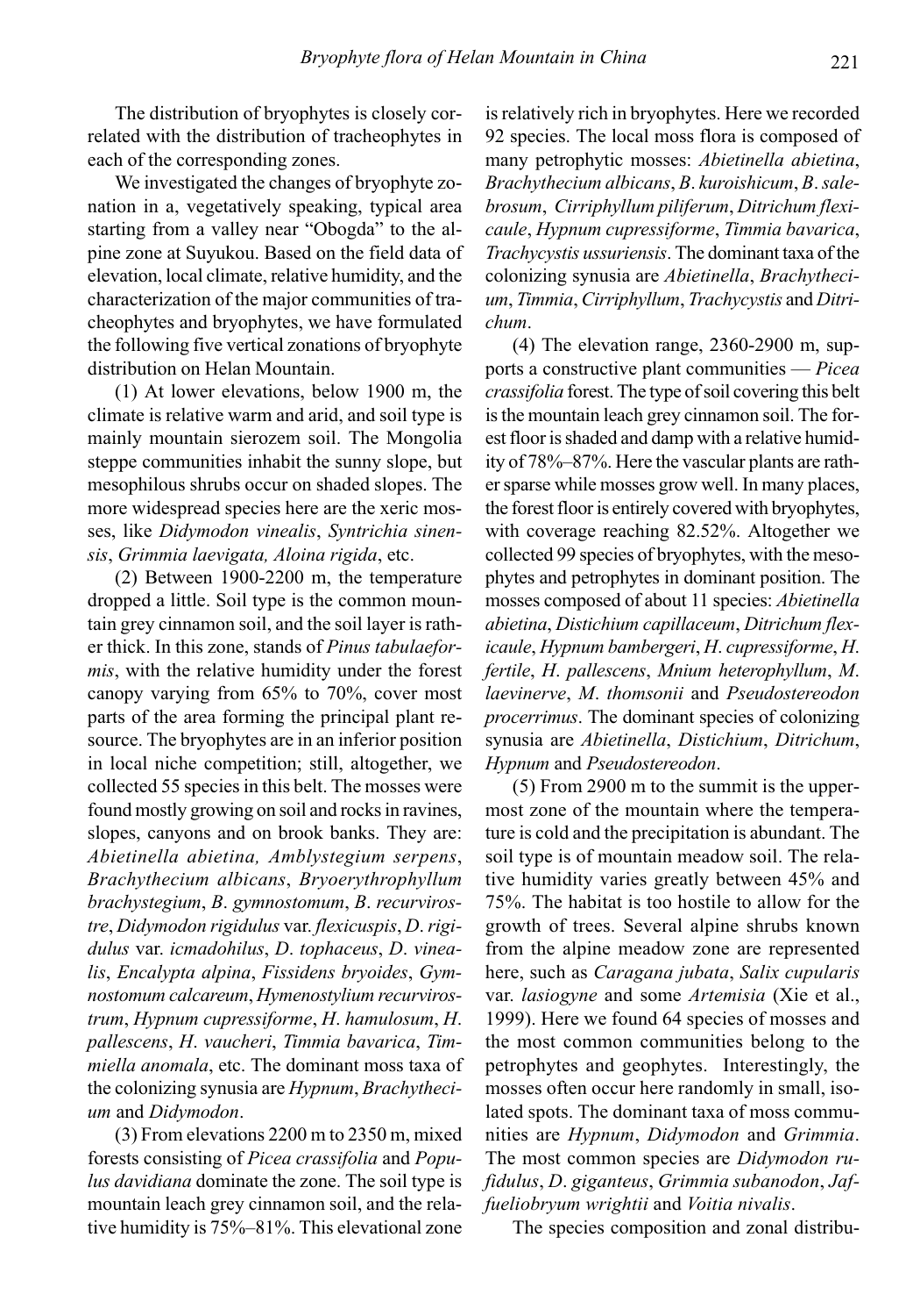The distribution of bryophytes is closely correlated with the distribution of tracheophytes in each of the corresponding zones.

We investigated the changes of bryophyte zonation in a, vegetatively speaking, typical area starting from a valley near "Obogda" to the alpine zone at Suyukou. Based on the field data of elevation, local climate, relative humidity, and the characterization of the major communities of tracheophytes and bryophytes, we have formulated the following five vertical zonations of bryophyte distribution on Helan Mountain.

(1) At lower elevations, below 1900 m, the climate is relative warm and arid, and soil type is mainly mountain sierozem soil. The Mongolia steppe communities inhabit the sunny slope, but mesophilous shrubs occur on shaded slopes. The more widespread species here are the xeric mosses, like *Didymodon vinealis*, *Syntrichia sinensis*, *Grimmia laevigata, Aloina rigida*, etc.

(2) Between 1900-2200 m, the temperature dropped a little. Soil type is the common mountain grey cinnamon soil, and the soil layer is rather thick. In this zone, stands of *Pinus tabulaeformis*, with the relative humidity under the forest canopy varying from 65% to 70%, cover most parts of the area forming the principal plant resource. The bryophytes are in an inferior position in local niche competition; still, altogether, we collected 55 species in this belt. The mosses were found mostly growing on soil and rocks in ravines, slopes, canyons and on brook banks. They are: *Abietinella abietina, Amblystegium serpens*, *Brachythecium albicans*, *Bryoerythrophyllum brachystegium*, *B*. *gymnostomum*, *B*. *recurvirostre*, *Didymodon rigidulus* var. *flexicuspis*, *D*. *rigidulus* var. *icmadohilus*, *D*. *tophaceus*, *D*. *vinealis*, *Encalypta alpina*, *Fissidens bryoides*, *Gymnostomum calcareum*, *Hymenostylium recurvirostrum*, *Hypnum cupressiforme*, *H*. *hamulosum*, *H*. *pallescens*, *H*. *vaucheri*, *Timmia bavarica*, *Timmiella anomala*, etc. The dominant moss taxa of the colonizing synusia are *Hypnum*, *Brachythecium* and *Didymodon*.

(3) From elevations 2200 m to 2350 m, mixed forests consisting of *Picea crassifolia* and *Populus davidiana* dominate the zone. The soil type is mountain leach grey cinnamon soil, and the relative humidity is 75%–81%. This elevational zone is relatively rich in bryophytes. Here we recorded 92 species. The local moss flora is composed of many petrophytic mosses: *Abietinella abietina*, *Brachythecium albicans*, *B*. *kuroishicum*, *B*. *salebrosum*, *Cirriphyllum piliferum*, *Ditrichum flexicaule*, *Hypnum cupressiforme*, *Timmia bavarica*, *Trachycystis ussuriensis*. The dominant taxa of the colonizing synusia are *Abietinella*, *Brachythecium*, *Timmia*, *Cirriphyllum*, *Trachycystis* and *Ditrichum*.

(4) The elevation range, 2360-2900 m, supports a constructive plant communities — *Picea crassifolia* forest. The type of soil covering this belt is the mountain leach grey cinnamon soil. The forest floor is shaded and damp with a relative humidity of 78%–87%. Here the vascular plants are rather sparse while mosses grow well. In many places, the forest floor is entirely covered with bryophytes, with coverage reaching 82.52%. Altogether we collected 99 species of bryophytes, with the mesophytes and petrophytes in dominant position. The mosses composed of about 11 species: *Abietinella abietina*, *Distichium capillaceum*, *Ditrichum flexicaule*, *Hypnum bambergeri*, *H*. *cupressiforme*, *H*. *fertile*, *H*. *pallescens*, *Mnium heterophyllum*, *M*. *laevinerve*, *M*. *thomsonii* and *Pseudostereodon procerrimus*. The dominant species of colonizing synusia are *Abietinella*, *Distichium*, *Ditrichum*, *Hypnum* and *Pseudostereodon*.

(5) From 2900 m to the summit is the uppermost zone of the mountain where the temperature is cold and the precipitation is abundant. The soil type is of mountain meadow soil. The relative humidity varies greatly between 45% and 75%. The habitat is too hostile to allow for the growth of trees. Several alpine shrubs known from the alpine meadow zone are represented here, such as *Caragana jubata*, *Salix cupularis* var. *lasiogyne* and some *Artemisia* (Xie et al., 1999). Here we found 64 species of mosses and the most common communities belong to the petrophytes and geophytes. Interestingly, the mosses often occur here randomly in small, isolated spots. The dominant taxa of moss communities are *Hypnum*, *Didymodon* and *Grimmia*. The most common species are *Didymodon rufidulus*, *D*. *giganteus*, *Grimmia subanodon*, *Jaffueliobryum wrightii* and *Voitia nivalis*.

The species composition and zonal distribu-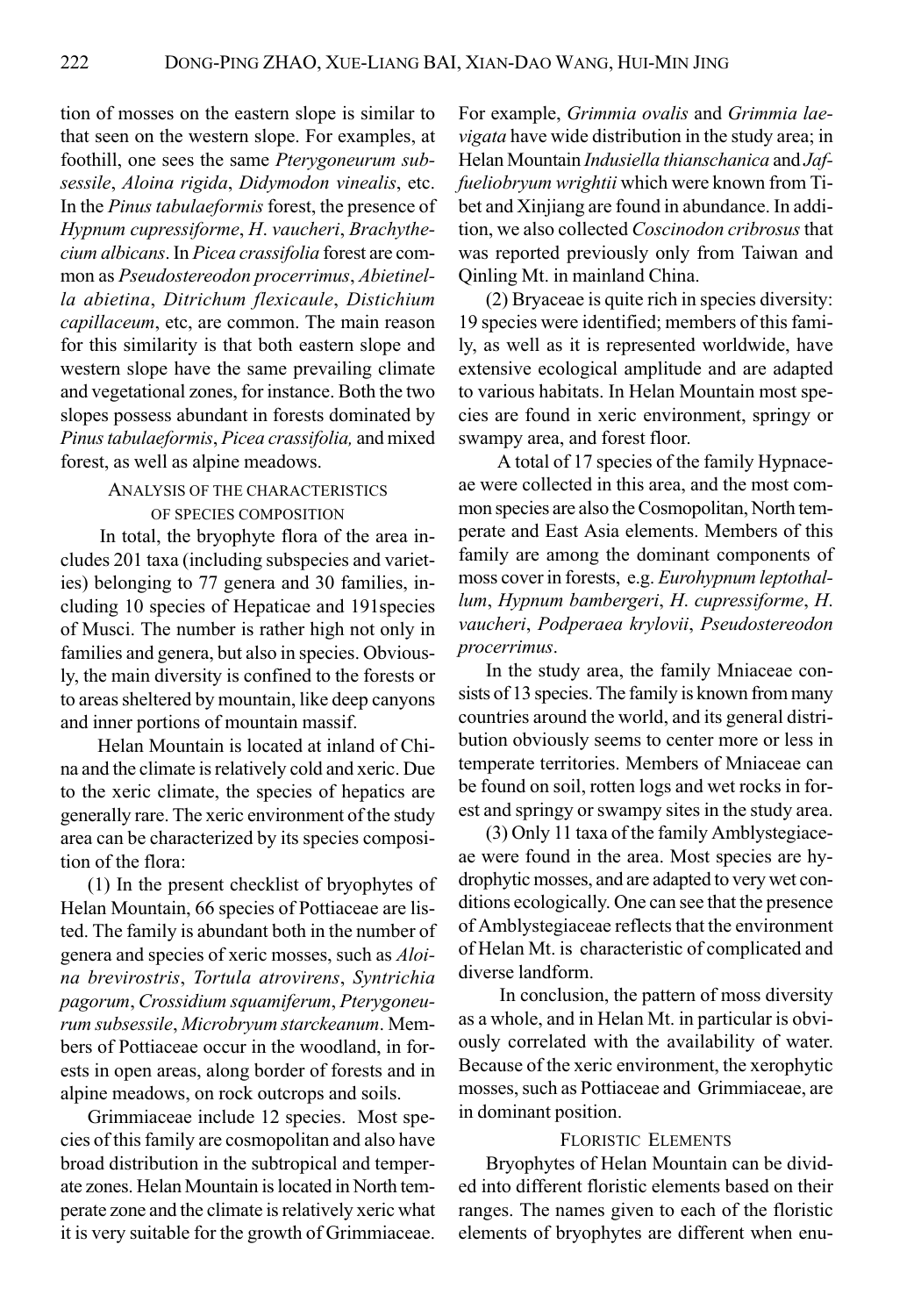tion of mosses on the eastern slope is similar to that seen on the western slope. For examples, at foothill, one sees the same *Pterygoneurum subsessile*, *Aloina rigida*, *Didymodon vinealis*, etc. In the *Pinus tabulaeformis* forest, the presence of *Hypnum cupressiforme*, *H. vaucheri*, *Brachythecium albicans*. In *Picea crassifolia* forest are common as *Pseudostereodon procerrimus*, *Abietinella abietina*, *Ditrichum flexicaule*, *Distichium capillaceum*, etc, are common. The main reason for this similarity is that both eastern slope and western slope have the same prevailing climate and vegetational zones, for instance. Both the two slopes possess abundant in forests dominated by *Pinus tabulaeformis*, *Picea crassifolia,* and mixed forest, as well as alpine meadows.

## Analysis of the characteristics of species composition

In total, the bryophyte flora of the area includes 201 taxa (including subspecies and varieties) belonging to 77 genera and 30 families, including 10 species of Hepaticae and 191species of Musci. The number is rather high not only in families and genera, but also in species. Obviously, the main diversity is confined to the forests or to areas sheltered by mountain, like deep canyons and inner portions of mountain massif.

Helan Mountain is located at inland of China and the climate is relatively cold and xeric. Due to the xeric climate, the species of hepatics are generally rare. The xeric environment of the study area can be characterized by its species composition of the flora:

(1) In the present checklist of bryophytes of Helan Mountain, 66 species of Pottiaceae are listed. The family is abundant both in the number of genera and species of xeric mosses, such as *Aloina brevirostris*, *Tortula atrovirens*, *Syntrichia pagorum*, *Crossidium squamiferum*, *Pterygoneurum subsessile*, *Microbryum starckeanum*. Members of Pottiaceae occur in the woodland, in forests in open areas, along border of forests and in alpine meadows, on rock outcrops and soils.

Grimmiaceae include 12 species. Most species of this family are cosmopolitan and also have broad distribution in the subtropical and temperate zones. Helan Mountain is located in North temperate zone and the climate is relatively xeric what it is very suitable for the growth of Grimmiaceae. For example, *Grimmia ovalis* and *Grimmia laevigata* have wide distribution in the study area; in Helan Mountain *Indusiella thianschanica* and *Jaffueliobryum wrightii* which were known from Tibet and Xinjiang are found in abundance. In addition, we also collected *Coscinodon cribrosus* that was reported previously only from Taiwan and Qinling Mt. in mainland China.

(2) Bryaceae is quite rich in species diversity: 19 species were identified; members of this family, as well as it is represented worldwide, have extensive ecological amplitude and are adapted to various habitats. In Helan Mountain most species are found in xeric environment, springy or swampy area, and forest floor.

A total of 17 species of the family Hypnaceae were collected in this area, and the most common species are also the Cosmopolitan, North temperate and East Asia elements. Members of this family are among the dominant components of moss cover in forests, e.g. *Eurohypnum leptothallum*, *Hypnum bambergeri*, *H. cupressiforme*, *H. vaucheri*, *Podperaea krylovii*, *Pseudostereodon procerrimus*.

In the study area, the family Mniaceae consists of 13 species. The family is known from many countries around the world, and its general distribution obviously seems to center more or less in temperate territories. Members of Mniaceae can be found on soil, rotten logs and wet rocks in forest and springy or swampy sites in the study area.

(3) Only 11 taxa of the family Amblystegiaceae were found in the area. Most species are hydrophytic mosses, and are adapted to very wet conditions ecologically. One can see that the presence of Amblystegiaceae reflects that the environment of Helan Mt. is characteristic of complicated and diverse landform.

In conclusion, the pattern of moss diversity as a whole, and in Helan Mt. in particular is obviously correlated with the availability of water. Because of the xeric environment, the xerophytic mosses, such as Pottiaceae and Grimmiaceae, are in dominant position.

## Floristic Elements

Bryophytes of Helan Mountain can be divided into different floristic elements based on their ranges. The names given to each of the floristic elements of bryophytes are different when enu-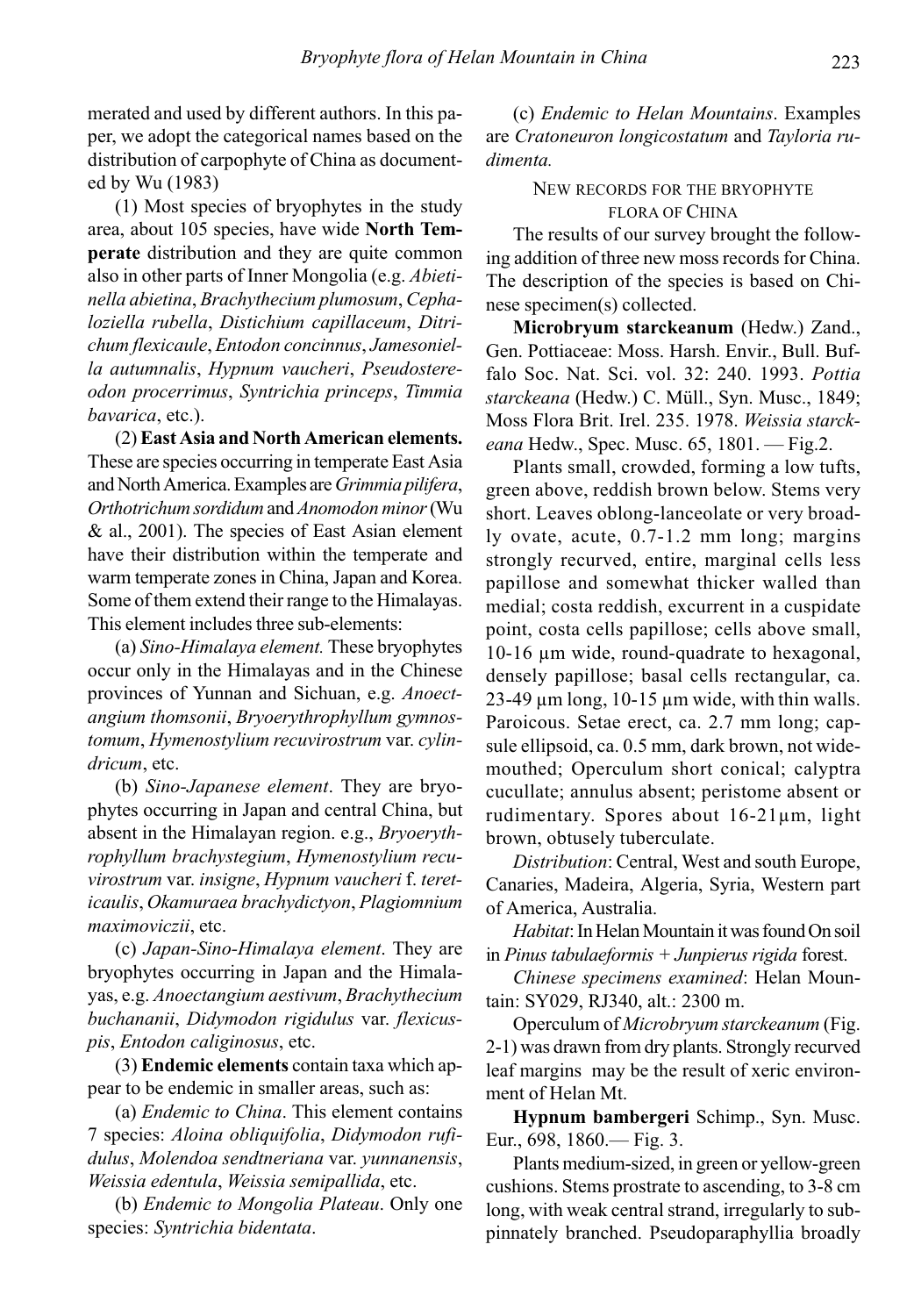merated and used by different authors. In this paper, we adopt the categorical names based on the distribution of carpophyte of China as documented by Wu (1983)

(1) Most species of bryophytes in the study area, about 105 species, have wide **North Temperate** distribution and they are quite common also in other parts of Inner Mongolia (e.g. *Abietinella abietina*, *Brachythecium plumosum*, *Cephaloziella rubella*, *Distichium capillaceum*, *Ditrichum flexicaule*, *Entodon concinnus*, *Jamesoniella autumnalis*, *Hypnum vaucheri*, *Pseudostereodon procerrimus*, *Syntrichia princeps*, *Timmia bavarica*, etc.).

(2) **East Asia and North American elements.** These are species occurring in temperate East Asia and North America. Examples are *Grimmia pilifera*, *Orthotrichum sordidum* and *Anomodon minor* (Wu & al., 2001). The species of East Asian element have their distribution within the temperate and warm temperate zones in China, Japan and Korea. Some of them extend their range to the Himalayas. This element includes three sub-elements:

(a) *Sino-Himalaya element.* These bryophytes occur only in the Himalayas and in the Chinese provinces of Yunnan and Sichuan, e.g. *Anoectangium thomsonii*, *Bryoerythrophyllum gymnostomum*, *Hymenostylium recuvirostrum* var. *cylindricum*, etc.

(b) *Sino-Japanese element*. They are bryophytes occurring in Japan and central China, but absent in the Himalayan region. e.g., *Bryoerythrophyllum brachystegium*, *Hymenostylium recuvirostrum* var. *insigne*, *Hypnum vaucheri* f. *tereticaulis*, *Okamuraea brachydictyon*, *Plagiomnium maximoviczii*, etc.

(c) *Japan-Sino-Himalaya element*. They are bryophytes occurring in Japan and the Himalayas, e.g. *Anoectangium aestivum*, *Brachythecium buchananii*, *Didymodon rigidulus* var. *flexicuspis*, *Entodon caliginosus*, etc.

(3) **Endemic elements** contain taxa which appear to be endemic in smaller areas, such as:

(a) *Endemic to China*. This element contains 7 species: *Aloina obliquifolia*, *Didymodon rufidulus*, *Molendoa sendtneriana* var. *yunnanensis*, *Weissia edentula*, *Weissia semipallida*, etc.

(b) *Endemic to Mongolia Plateau*. Only one species: *Syntrichia bidentata*.

(c) *Endemic to Helan Mountains*. Examples are *Cratoneuron longicostatum* and *Tayloria rudimenta.*

## New records for the bryophyte flora of China

The results of our survey brought the following addition of three new moss records for China. The description of the species is based on Chinese specimen(s) collected.

**Microbryum starckeanum** (Hedw.) Zand., Gen. Pottiaceae: Moss. Harsh. Envir., Bull. Buffalo Soc. Nat. Sci. vol. 32: 240. 1993. *Pottia starckeana* (Hedw.) C. Müll., Syn. Musc., 1849; Moss Flora Brit. Irel. 235. 1978. *Weissia starckeana* Hedw., Spec. Musc. 65, 1801. — Fig.2.

Plants small, crowded, forming a low tufts, green above, reddish brown below. Stems very short. Leaves oblong-lanceolate or very broadly ovate, acute, 0.7-1.2 mm long; margins strongly recurved, entire, marginal cells less papillose and somewhat thicker walled than medial; costa reddish, excurrent in a cuspidate point, costa cells papillose; cells above small, 10-16 µm wide, round-quadrate to hexagonal, densely papillose; basal cells rectangular, ca. 23-49 µm long, 10-15 µm wide, with thin walls. Paroicous. Setae erect, ca. 2.7 mm long; capsule ellipsoid, ca. 0.5 mm, dark brown, not wide-mouthed; Operculum short conical; calyptra cucullate; annulus absent; peristome absent or rudimentary. Spores about 16-21µm, light brown, obtusely tuberculate.

*Distribution*: Central, West and south Europe, Canaries, Madeira, Algeria, Syria, Western part of America, Australia.

*Habitat*: In Helan Mountain it was found On soil in *Pinus tabulaeformis* + *Junpierus rigida* forest.

*Chinese specimens examined*: Helan Mountain: SY029, RJ340, alt.: 2300 m.

Operculum of *Microbryum starckeanum* (Fig. 2-1) was drawn from dry plants. Strongly recurved leaf margins may be the result of xeric environment of Helan Mt.

**Hypnum bambergeri** Schimp., Syn. Musc. Eur., 698, 1860.— Fig. 3.

Plants medium-sized, in green or yellow-green cushions. Stems prostrate to ascending, to 3-8 cm long, with weak central strand, irregularly to subpinnately branched. Pseudoparaphyllia broadly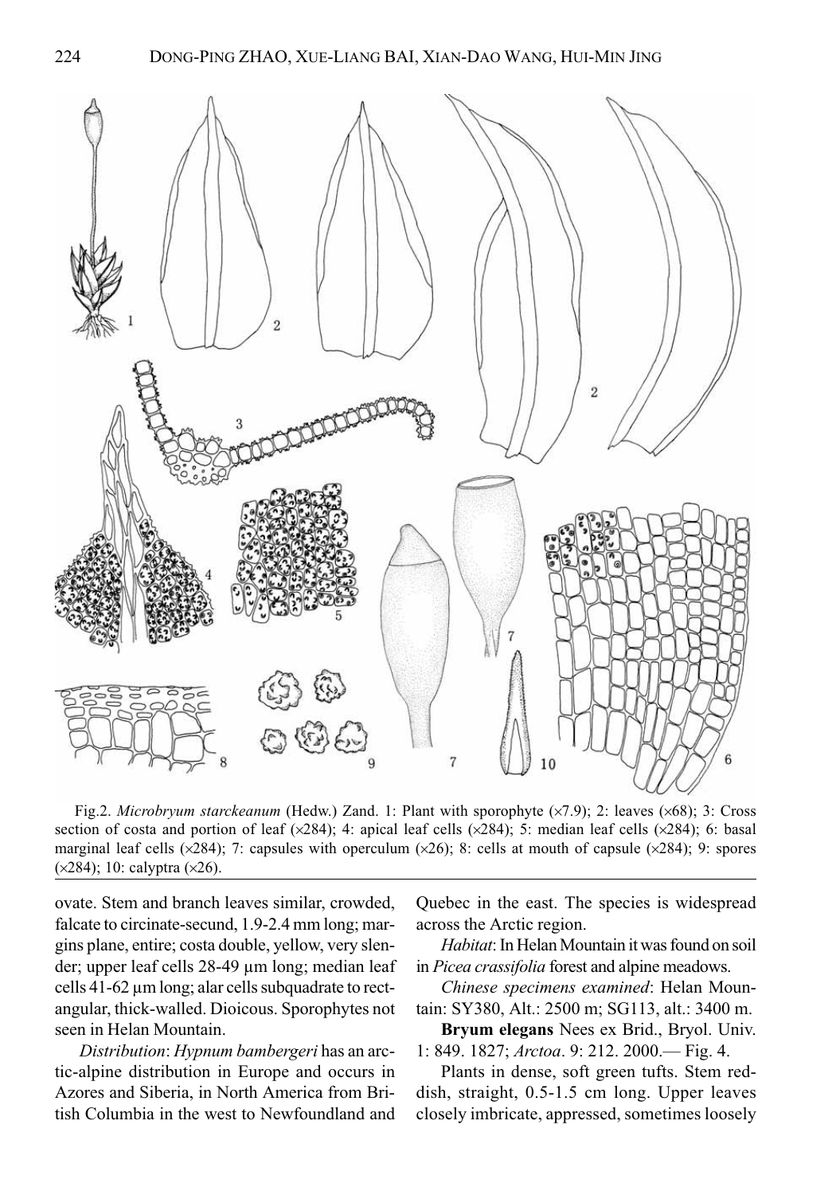Fig.2. *Microbryum starckeanum* (Hedw.) Zand. 1: Plant with sporophyte (×7.9); 2: leaves (×68); 3: Cross section of costa and portion of leaf (×284); 4: apical leaf cells (×284); 5: median leaf cells (×284); 6: basal marginal leaf cells (×284); 7: capsules with operculum (×26); 8: cells at mouth of capsule (×284); 9: spores (×284); 10: calyptra (×26).

ovate. Stem and branch leaves similar, crowded, falcate to circinate-secund, 1.9-2.4 mm long; margins plane, entire; costa double, yellow, very slender; upper leaf cells 28-49 μm long; median leaf cells 41-62 μm long; alar cells subquadrate to rectangular, thick-walled. Dioicous. Sporophytes not seen in Helan Mountain.

*Distribution*: *Hypnum bambergeri* has an arctic-alpine distribution in Europe and occurs in Azores and Siberia, in North America from British Columbia in the west to Newfoundland and Quebec in the east. The species is widespread across the Arctic region.

*Habitat*: In Helan Mountain it was found on soil in *Picea crassifolia* forest and alpine meadows.

*Chinese specimens examined*: Helan Mountain: SY380, Alt.: 2500 m; SG113, alt.: 3400 m.

**Bryum elegans** Nees ex Brid., Bryol. Univ. 1: 849. 1827; *Arctoa*. 9: 212. 2000.— Fig. 4.

Plants in dense, soft green tufts. Stem reddish, straight, 0.5-1.5 cm long. Upper leaves closely imbricate, appressed, sometimes loosely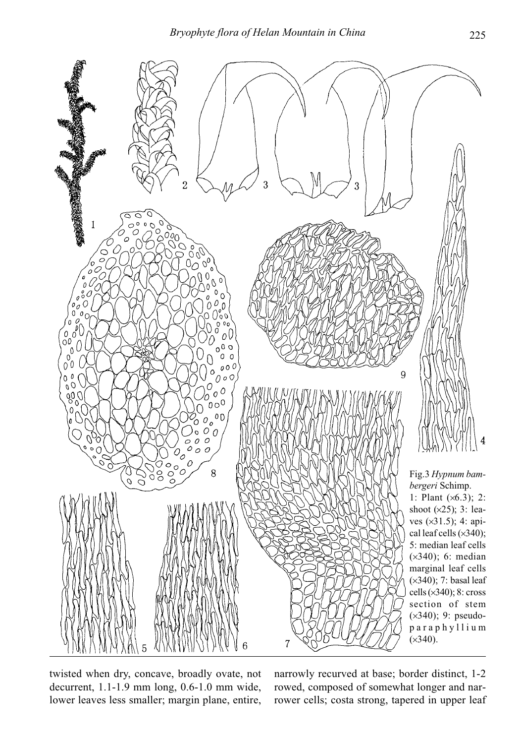Fig.3 *Hypnum bambergeri* Schimp.
1: Plant (×6.3); 2: shoot (×25); 3: leaves (×31.5); 4: apical leaf cells (×340); 5: median leaf cells (×340); 6: median marginal leaf cells (×340); 7: basal leaf cells (×340); 8: cross section of stem (×340); 9: pseudoparaphyllium (×340).

twisted when dry, concave, broadly ovate, not decurrent, 1.1-1.9 mm long, 0.6-1.0 mm wide, lower leaves less smaller; margin plane, entire, narrowly recurved at base; border distinct, 1-2 rowed, composed of somewhat longer and narrower cells; costa strong, tapered in upper leaf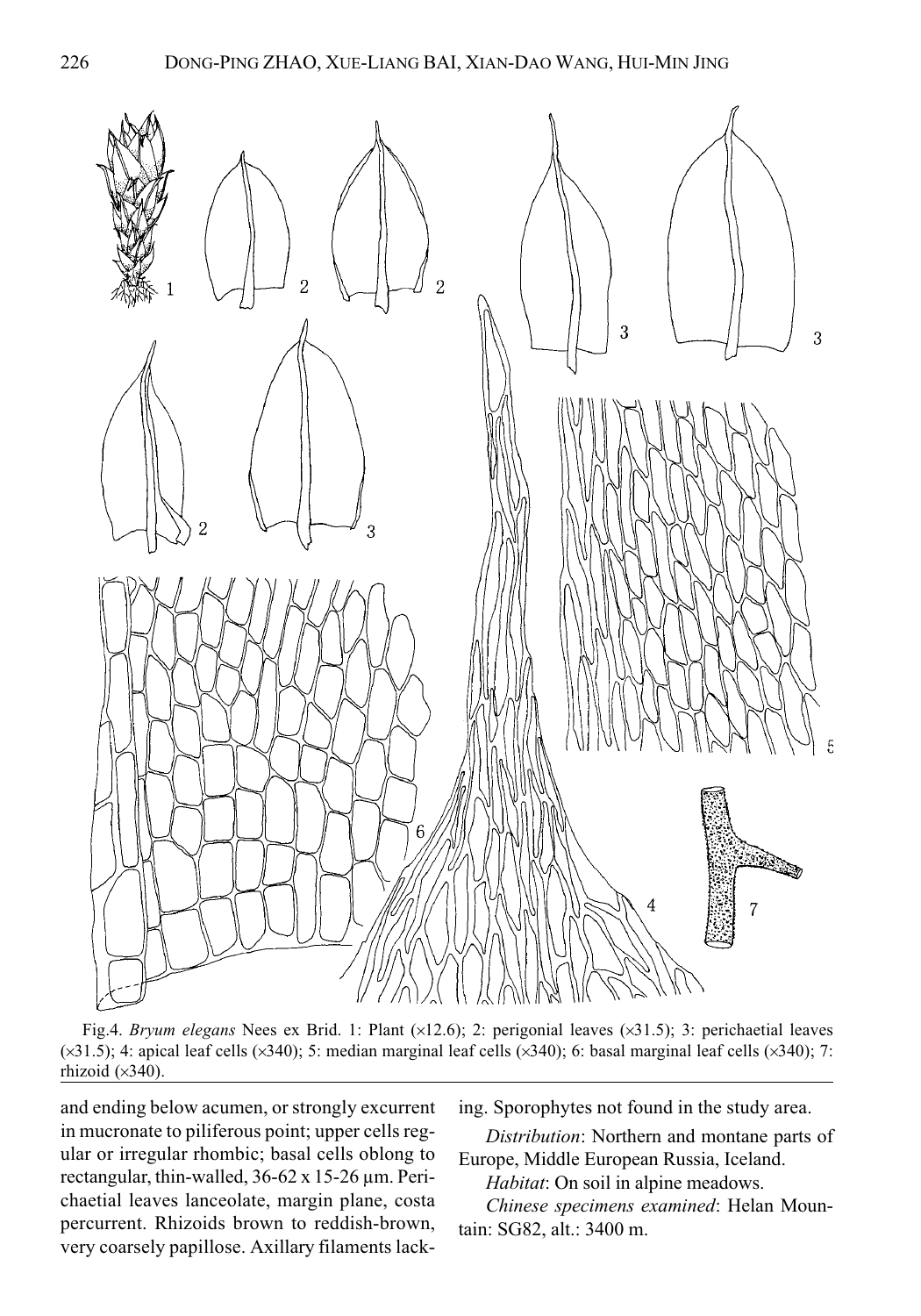Fig.4. *Bryum elegans* Nees ex Brid. 1: Plant (×12.6); 2: perigonial leaves (×31.5); 3: perichaetial leaves (×31.5); 4: apical leaf cells (×340); 5: median marginal leaf cells (×340); 6: basal marginal leaf cells (×340); 7: rhizoid (×340).

and ending below acumen, or strongly excurrent in mucronate to piliferous point; upper cells regular or irregular rhombic; basal cells oblong to rectangular, thin-walled, 36-62 x 15-26 µm. Perichaetial leaves lanceolate, margin plane, costa percurrent. Rhizoids brown to reddish-brown, very coarsely papillose. Axillary filaments lacking. Sporophytes not found in the study area.

*Distribution*: Northern and montane parts of Europe, Middle European Russia, Iceland.

*Habitat*: On soil in alpine meadows.

*Chinese specimens examined*: Helan Mountain: SG82, alt.: 3400 m.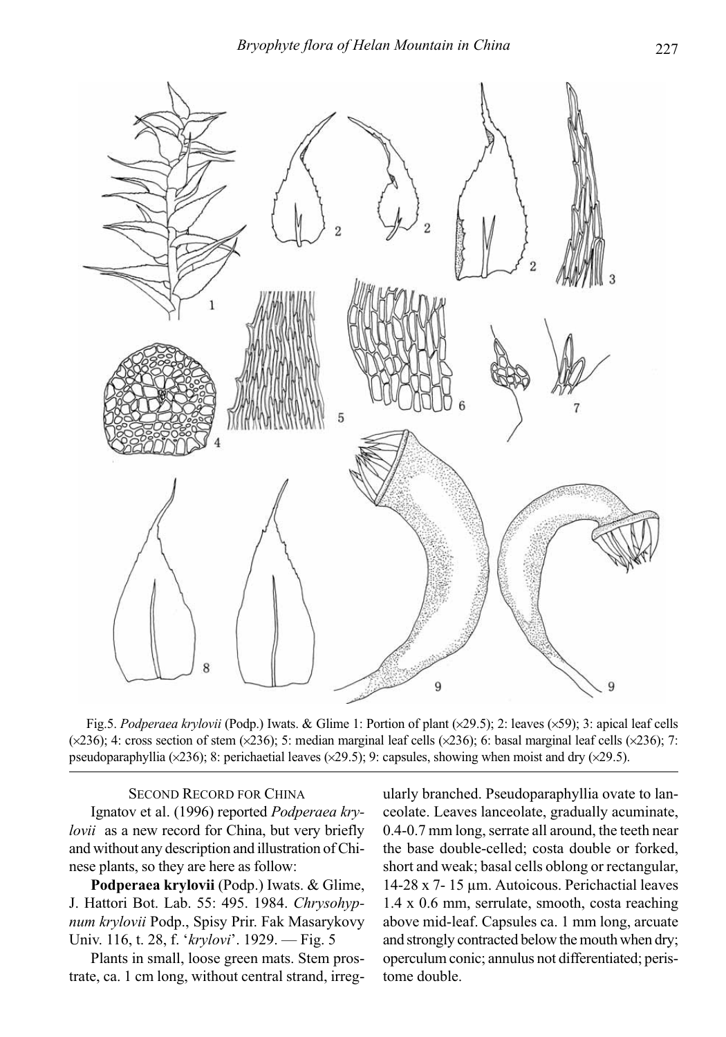Fig.5. *Podperaea krylovii* (Podp.) Iwats. & Glime 1: Portion of plant (×29.5); 2: leaves (×59); 3: apical leaf cells (×236); 4: cross section of stem (×236); 5: median marginal leaf cells (×236); 6: basal marginal leaf cells (×236); 7: pseudoparaphyllia (×236); 8: perichaetial leaves (×29.5); 9: capsules, showing when moist and dry (×29.5).

### SECOND RECORD FOR CHINA

Ignatov et al. (1996) reported *Podperaea krylovii* as a new record for China, but very briefly and without any description and illustration of Chinese plants, so they are here as follow:

**Podperaea krylovii** (Podp.) Iwats. & Glime, J. Hattori Bot. Lab. 55: 495. 1984. *Chrysohypnum krylovii* Podp., Spisy Prir. Fak Masarykovy Univ. 116, t. 28, f. '*krylovi*'. 1929. — Fig. 5

Plants in small, loose green mats. Stem prostrate, ca. 1 cm long, without central strand, irregularly branched. Pseudoparaphyllia ovate to lanceolate. Leaves lanceolate, gradually acuminate, 0.4-0.7 mm long, serrate all around, the teeth near the base double-celled; costa double or forked, short and weak; basal cells oblong or rectangular, 14-28 x 7- 15 µm. Autoicous. Perichactial leaves 1.4 x 0.6 mm, serrulate, smooth, costa reaching above mid-leaf. Capsules ca. 1 mm long, arcuate and strongly contracted below the mouth when dry; operculum conic; annulus not differentiated; peristome double.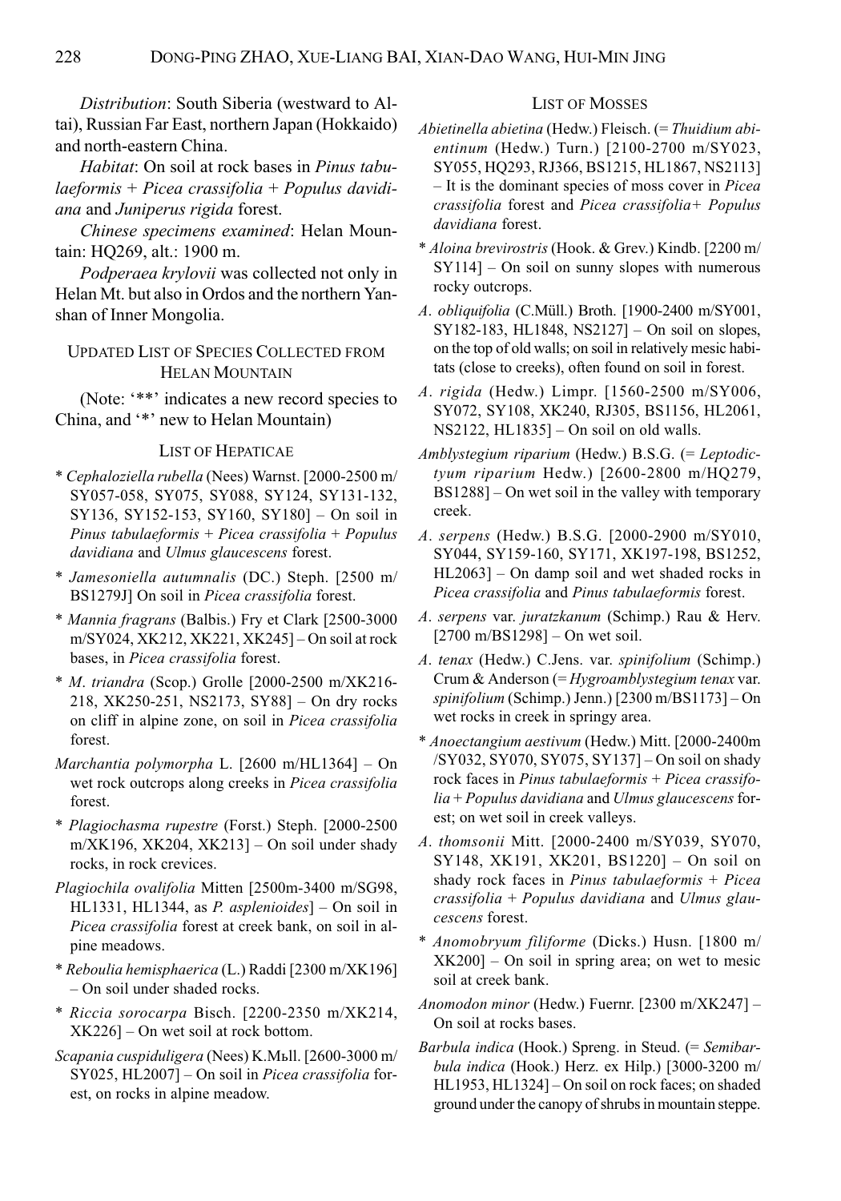*Distribution*: South Siberia (westward to Altai), Russian Far East, northern Japan (Hokkaido) and north-eastern China.

*Habitat*: On soil at rock bases in *Pinus tabulaeformis* + *Picea crassifolia* + *Populus davidiana* and *Juniperus rigida* forest.

*Chinese specimens examined*: Helan Mountain: HQ269, alt.: 1900 m.

*Podperaea krylovii* was collected not only in Helan Mt. but also in Ordos and the northern Yanshan of Inner Mongolia.

## Updated List of Species Collected from Helan Mountain

(Note: '**' indicates a new record species to China, and '*' new to Helan Mountain)

### List of Hepaticae

\* *Cephaloziella rubella* (Nees) Warnst. [2000-2500 m/SY057-058, SY075, SY088, SY124, SY131-132, SY136, SY152-153, SY160, SY180] – On soil in *Pinus tabulaeformis* + *Picea crassifolia* + *Populus davidiana* and *Ulmus glaucescens* forest.

\* *Jamesoniella autumnalis* (DC.) Steph. [2500 m/BS1279J] On soil in *Picea crassifolia* forest.

\* *Mannia fragrans* (Balbis.) Fry et Clark [2500-3000 m/SY024, XK212, XK221, XK245] – On soil at rock bases, in *Picea crassifolia* forest.

\* *M. triandra* (Scop.) Grolle [2000-2500 m/XK216-218, XK250-251, NS2173, SY88] – On dry rocks on cliff in alpine zone, on soil in *Picea crassifolia* forest.

*Marchantia polymorpha* L. [2600 m/HL1364] – On wet rock outcrops along creeks in *Picea crassifolia* forest.

\* *Plagiochasma rupestre* (Forst.) Steph. [2000-2500 m/XK196, XK204, XK213] – On soil under shady rocks, in rock crevices.

*Plagiochila ovalifolia* Mitten [2500m-3400 m/SG98, HL1331, HL1344, as *P. asplenioides*] – On soil in *Picea crassifolia* forest at creek bank, on soil in alpine meadows.

\* *Reboulia hemisphaerica* (L.) Raddi [2300 m/XK196] – On soil under shaded rocks.

\* *Riccia sorocarpa* Bisch. [2200-2350 m/XK214, XK226] – On wet soil at rock bottom.

*Scapania cuspiduligera* (Nees) K.Mьll. [2600-3000 m/SY025, HL2007] – On soil in *Picea crassifolia* forest, on rocks in alpine meadow.

### List of Mosses

*Abietinella abietina* (Hedw.) Fleisch. (= *Thuidium abientinum* (Hedw.) Turn.) [2100-2700 m/SY023, SY055, HQ293, RJ366, BS1215, HL1867, NS2113] – It is the dominant species of moss cover in *Picea crassifolia* forest and *Picea crassifolia*+ *Populus davidiana* forest.

\* *Aloina brevirostris* (Hook. & Grev.) Kindb. [2200 m/SY114] – On soil on sunny slopes with numerous rocky outcrops.

*A. obliquifolia* (C.Müll.) Broth. [1900-2400 m/SY001, SY182-183, HL1848, NS2127] – On soil on slopes, on the top of old walls; on soil in relatively mesic habitats (close to creeks), often found on soil in forest.

*A. rigida* (Hedw.) Limpr. [1560-2500 m/SY006, SY072, SY108, XK240, RJ305, BS1156, HL2061, NS2122, HL1835] – On soil on old walls.

*Amblystegium riparium* (Hedw.) B.S.G. (= *Leptodictyum riparium* Hedw.) [2600-2800 m/HQ279, BS1288] – On wet soil in the valley with temporary creek.

*A. serpens* (Hedw.) B.S.G. [2000-2900 m/SY010, SY044, SY159-160, SY171, XK197-198, BS1252, HL2063] – On damp soil and wet shaded rocks in *Picea crassifolia* and *Pinus tabulaeformis* forest.

*A. serpens* var. *juratzkanum* (Schimp.) Rau & Herv. [2700 m/BS1298] – On wet soil.

*A. tenax* (Hedw.) C.Jens. var. *spinifolium* (Schimp.) Crum & Anderson (= *Hygroamblystegium tenax* var. *spinifolium* (Schimp.) Jenn.) [2300 m/BS1173] – On wet rocks in creek in springy area.

\* *Anoectangium aestivum* (Hedw.) Mitt. [2000-2400m /SY032, SY070, SY075, SY137] – On soil on shady rock faces in *Pinus tabulaeformis* + *Picea crassifolia* + *Populus davidiana* and *Ulmus glaucescens* forest; on wet soil in creek valleys.

*A. thomsonii* Mitt. [2000-2400 m/SY039, SY070, SY148, XK191, XK201, BS1220] – On soil on shady rock faces in *Pinus tabulaeformis* + *Picea crassifolia* + *Populus davidiana* and *Ulmus glaucescens* forest.

\* *Anomobryum filiforme* (Dicks.) Husn. [1800 m/XK200] – On soil in spring area; on wet to mesic soil at creek bank.

*Anomodon minor* (Hedw.) Fuernr. [2300 m/XK247] – On soil at rocks bases.

*Barbula indica* (Hook.) Spreng. in Steud. (= *Semibarbula indica* (Hook.) Herz. ex Hilp.) [3000-3200 m/HL1953, HL1324] – On soil on rock faces; on shaded ground under the canopy of shrubs in mountain steppe.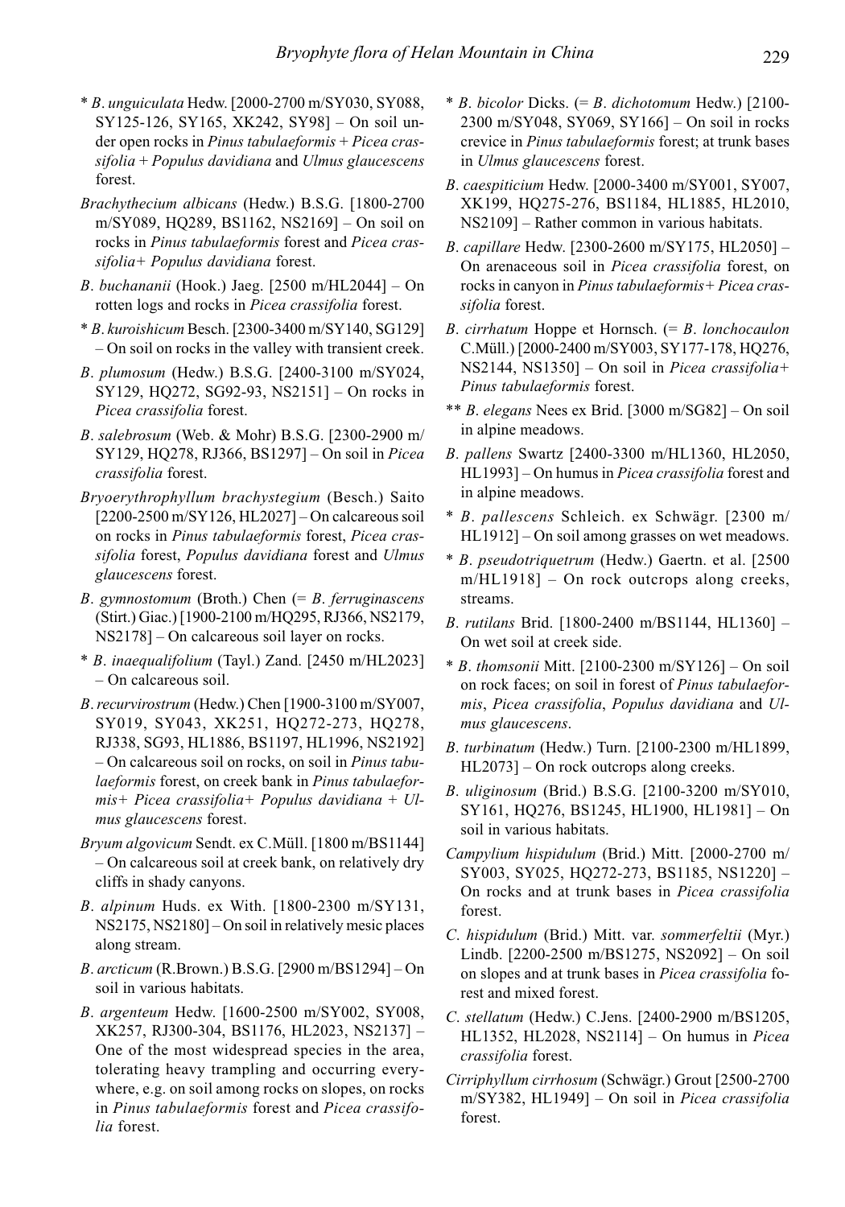\* *B. unguiculata* Hedw. [2000-2700 m/SY030, SY088, SY125-126, SY165, XK242, SY98] – On soil under open rocks in *Pinus tabulaeformis* + *Picea crassifolia* + *Populus davidiana* and *Ulmus glaucescens* forest.

*Brachythecium albicans* (Hedw.) B.S.G. [1800-2700 m/SY089, HQ289, BS1162, NS2169] – On soil on rocks in *Pinus tabulaeformis* forest and *Picea crassifolia*+ *Populus davidiana* forest.

*B. buchananii* (Hook.) Jaeg. [2500 m/HL2044] – On rotten logs and rocks in *Picea crassifolia* forest.

\* *B. kuroishicum* Besch. [2300-3400 m/SY140, SG129] – On soil on rocks in the valley with transient creek.

*B. plumosum* (Hedw.) B.S.G. [2400-3100 m/SY024, SY129, HQ272, SG92-93, NS2151] – On rocks in *Picea crassifolia* forest.

*B. salebrosum* (Web. & Mohr) B.S.G. [2300-2900 m/SY129, HQ278, RJ366, BS1297] – On soil in *Picea crassifolia* forest.

*Bryoerythrophyllum brachystegium* (Besch.) Saito [2200-2500 m/SY126, HL2027] – On calcareous soil on rocks in *Pinus tabulaeformis* forest, *Picea crassifolia* forest, *Populus davidiana* forest and *Ulmus glaucescens* forest.

*B. gymnostomum* (Broth.) Chen (= *B. ferruginascens* (Stirt.) Giac.) [1900-2100 m/HQ295, RJ366, NS2179, NS2178] – On calcareous soil layer on rocks.

\* *B. inaequalifolium* (Tayl.) Zand. [2450 m/HL2023] – On calcareous soil.

*B. recurvirostrum* (Hedw.) Chen [1900-3100 m/SY007, SY019, SY043, XK251, HQ272-273, HQ278, RJ338, SG93, HL1886, BS1197, HL1996, NS2192] – On calcareous soil on rocks, on soil in *Pinus tabulaeformis* forest, on creek bank in *Pinus tabulaeformis*+ *Picea crassifolia*+ *Populus davidiana* + *Ulmus glaucescens* forest.

*Bryum algovicum* Sendt. ex C.Müll. [1800 m/BS1144] – On calcareous soil at creek bank, on relatively dry cliffs in shady canyons.

*B. alpinum* Huds. ex With. [1800-2300 m/SY131, NS2175, NS2180] – On soil in relatively mesic places along stream.

*B. arcticum* (R.Brown.) B.S.G. [2900 m/BS1294] – On soil in various habitats.

*B. argenteum* Hedw. [1600-2500 m/SY002, SY008, XK257, RJ300-304, BS1176, HL2023, NS2137] – One of the most widespread species in the area, tolerating heavy trampling and occurring everywhere, e.g. on soil among rocks on slopes, on rocks in *Pinus tabulaeformis* forest and *Picea crassifolia* forest.

\* *B. bicolor* Dicks. (= *B. dichotomum* Hedw.) [2100-2300 m/SY048, SY069, SY166] – On soil in rocks crevice in *Pinus tabulaeformis* forest; at trunk bases in *Ulmus glaucescens* forest.

*B. caespiticium* Hedw. [2000-3400 m/SY001, SY007, XK199, HQ275-276, BS1184, HL1885, HL2010, NS2109] – Rather common in various habitats.

*B. capillare* Hedw. [2300-2600 m/SY175, HL2050] – On arenaceous soil in *Picea crassifolia* forest, on rocks in canyon in *Pinus tabulaeformis*+ *Picea crassifolia* forest.

*B. cirrhatum* Hoppe et Hornsch. (= *B. lonchocaulon* C.Müll.) [2000-2400 m/SY003, SY177-178, HQ276, NS2144, NS1350] – On soil in *Picea crassifolia*+ *Pinus tabulaeformis* forest.

\*\* *B. elegans* Nees ex Brid. [3000 m/SG82] – On soil in alpine meadows.

*B. pallens* Swartz [2400-3300 m/HL1360, HL2050, HL1993] – On humus in *Picea crassifolia* forest and in alpine meadows.

\* *B. pallescens* Schleich. ex Schwägr. [2300 m/HL1912] – On soil among grasses on wet meadows.

\* *B. pseudotriquetrum* (Hedw.) Gaertn. et al. [2500 m/HL1918] – On rock outcrops along creeks, streams.

*B. rutilans* Brid. [1800-2400 m/BS1144, HL1360] – On wet soil at creek side.

\* *B. thomsonii* Mitt. [2100-2300 m/SY126] – On soil on rock faces; on soil in forest of *Pinus tabulaeformis*, *Picea crassifolia*, *Populus davidiana* and *Ulmus glaucescens*.

*B. turbinatum* (Hedw.) Turn. [2100-2300 m/HL1899, HL2073] – On rock outcrops along creeks.

*B. uliginosum* (Brid.) B.S.G. [2100-3200 m/SY010, SY161, HQ276, BS1245, HL1900, HL1981] – On soil in various habitats.

*Campylium hispidulum* (Brid.) Mitt. [2000-2700 m/SY003, SY025, HQ272-273, BS1185, NS1220] – On rocks and at trunk bases in *Picea crassifolia* forest.

*C. hispidulum* (Brid.) Mitt. var. *sommerfeltii* (Myr.) Lindb. [2200-2500 m/BS1275, NS2092] – On soil on slopes and at trunk bases in *Picea crassifolia* forest and mixed forest.

*C. stellatum* (Hedw.) C.Jens. [2400-2900 m/BS1205, HL1352, HL2028, NS2114] – On humus in *Picea crassifolia* forest.

*Cirriphyllum cirrhosum* (Schwägr.) Grout [2500-2700 m/SY382, HL1949] – On soil in *Picea crassifolia* forest.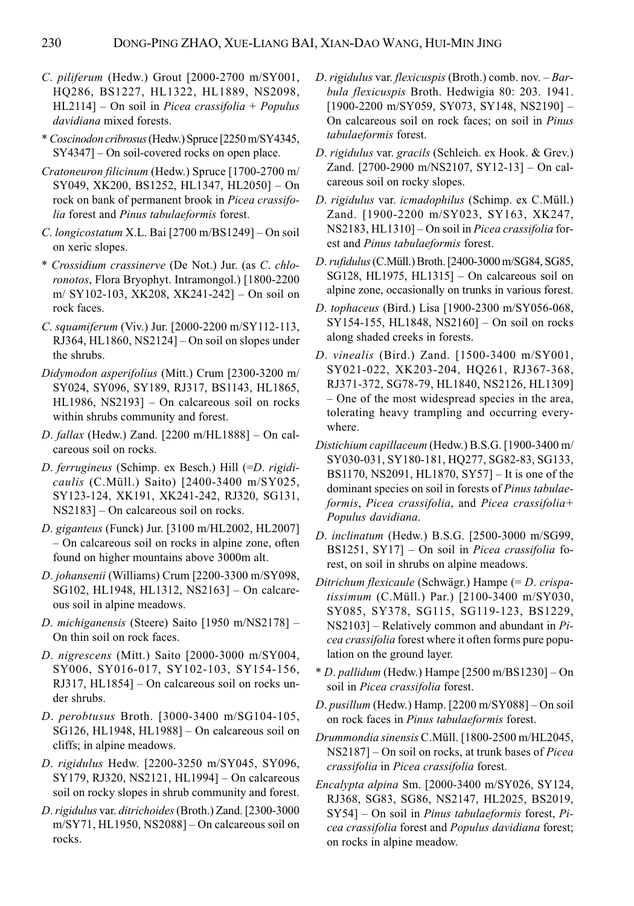*C. piliferum* (Hedw.) Grout [2000-2700 m/SY001, HQ286, BS1227, HL1322, HL1889, NS2098, HL2114] – On soil in *Picea crassifolia* + *Populus davidiana* mixed forests.

* *Coscinodon cribrosus* (Hedw.) Spruce [2250 m/SY4345, SY4347] – On soil-covered rocks on open place.

*Cratoneuron filicinum* (Hedw.) Spruce [1700-2700 m/SY049, XK200, BS1252, HL1347, HL2050] – On rock on bank of permanent brook in *Picea crassifolia* forest and *Pinus tabulaeformis* forest.

*C. longicostatum* X.L. Bai [2700 m/BS1249] – On soil on xeric slopes.

* *Crossidium crassinerve* (De Not.) Jur. (as *C. chloronotos*, Flora Bryophyt. Intramongol.) [1800-2200 m/ SY102-103, XK208, XK241-242] – On soil on rock faces.

*C. squamiferum* (Viv.) Jur. [2000-2200 m/SY112-113, RJ364, HL1860, NS2124] – On soil on slopes under the shrubs.

*Didymodon asperifolius* (Mitt.) Crum [2300-3200 m/SY024, SY096, SY189, RJ317, BS1143, HL1865, HL1986, NS2193] – On calcareous soil on rocks within shrubs community and forest.

*D. fallax* (Hedw.) Zand. [2200 m/HL1888] – On calcareous soil on rocks.

*D. ferrugineus* (Schimp. ex Besch.) Hill (=*D. rigidicaulis* (C.Müll.) Saito) [2400-3400 m/SY025, SY123-124, XK191, XK241-242, RJ320, SG131, NS2183] – On calcareous soil on rocks.

*D. giganteus* (Funck) Jur. [3100 m/HL2002, HL2007] – On calcareous soil on rocks in alpine zone, often found on higher mountains above 3000m alt.

*D. johansenii* (Williams) Crum [2200-3300 m/SY098, SG102, HL1948, HL1312, NS2163] – On calcareous soil in alpine meadows.

*D. michiganensis* (Steere) Saito [1950 m/NS2178] – On thin soil on rock faces.

*D. nigrescens* (Mitt.) Saito [2000-3000 m/SY004, SY006, SY016-017, SY102-103, SY154-156, RJ317, HL1854] – On calcareous soil on rocks under shrubs.

*D. perobtusus* Broth. [3000-3400 m/SG104-105, SG126, HL1948, HL1988] – On calcareous soil on cliffs; in alpine meadows.

*D. rigidulus* Hedw. [2200-3250 m/SY045, SY096, SY179, RJ320, NS2121, HL1994] – On calcareous soil on rocky slopes in shrub community and forest.

*D. rigidulus* var. *ditrichoides* (Broth.) Zand. [2300-3000 m/SY71, HL1950, NS2088] – On calcareous soil on rocks.

*D. rigidulus* var. *flexicuspis* (Broth.) comb. nov. – *Barbula flexicuspis* Broth. Hedwigia 80: 203. 1941. [1900-2200 m/SY059, SY073, SY148, NS2190] – On calcareous soil on rock faces; on soil in *Pinus tabulaeformis* forest.

*D. rigidulus* var. *gracils* (Schleich. ex Hook. & Grev.) Zand. [2700-2900 m/NS2107, SY12-13] – On calcareous soil on rocky slopes.

*D. rigidulus* var. *icmadophilus* (Schimp. ex C.Müll.) Zand. [1900-2200 m/SY023, SY163, XK247, NS2183, HL1310] – On soil in *Picea crassifolia* forest and *Pinus tabulaeformis* forest.

*D. rufidulus* (C.Müll.) Broth. [2400-3000 m/SG84, SG85, SG128, HL1975, HL1315] – On calcareous soil on alpine zone, occasionally on trunks in various forest.

*D. tophaceus* (Bird.) Lisa [1900-2300 m/SY056-068, SY154-155, HL1848, NS2160] – On soil on rocks along shaded creeks in forests.

*D. vinealis* (Bird.) Zand. [1500-3400 m/SY001, SY021-022, XK203-204, HQ261, RJ367-368, RJ371-372, SG78-79, HL1840, NS2126, HL1309] – One of the most widespread species in the area, tolerating heavy trampling and occurring everywhere.

*Distichium capillaceum* (Hedw.) B.S.G. [1900-3400 m/SY030-031, SY180-181, HQ277, SG82-83, SG133, BS1170, NS2091, HL1870, SY57] – It is one of the dominant species on soil in forests of *Pinus tabulaeformis*, *Picea crassifolia*, and *Picea crassifolia*+ *Populus davidiana*.

*D. inclinatum* (Hedw.) B.S.G. [2500-3000 m/SG99, BS1251, SY17] – On soil in *Picea crassifolia* forest, on soil in shrubs on alpine meadows.

*Ditrichum flexicaule* (Schwägr.) Hampe (= *D. crispatissimum* (C.Müll.) Par.) [2100-3400 m/SY030, SY085, SY378, SG115, SG119-123, BS1229, NS2103] – Relatively common and abundant in *Picea crassifolia* forest where it often forms pure population on the ground layer.

* *D. pallidum* (Hedw.) Hampe [2500 m/BS1230] – On soil in *Picea crassifolia* forest.

*D. pusillum* (Hedw.) Hamp. [2200 m/SY088] – On soil on rock faces in *Pinus tabulaeformis* forest.

*Drummondia sinensis* C.Müll. [1800-2500 m/HL2045, NS2187] – On soil on rocks, at trunk bases of *Picea crassifolia* in *Picea crassifolia* forest.

*Encalypta alpina* Sm. [2000-3400 m/SY026, SY124, RJ368, SG83, SG86, NS2147, HL2025, BS2019, SY54] – On soil in *Pinus tabulaeformis* forest, *Picea crassifolia* forest and *Populus davidiana* forest; on rocks in alpine meadow.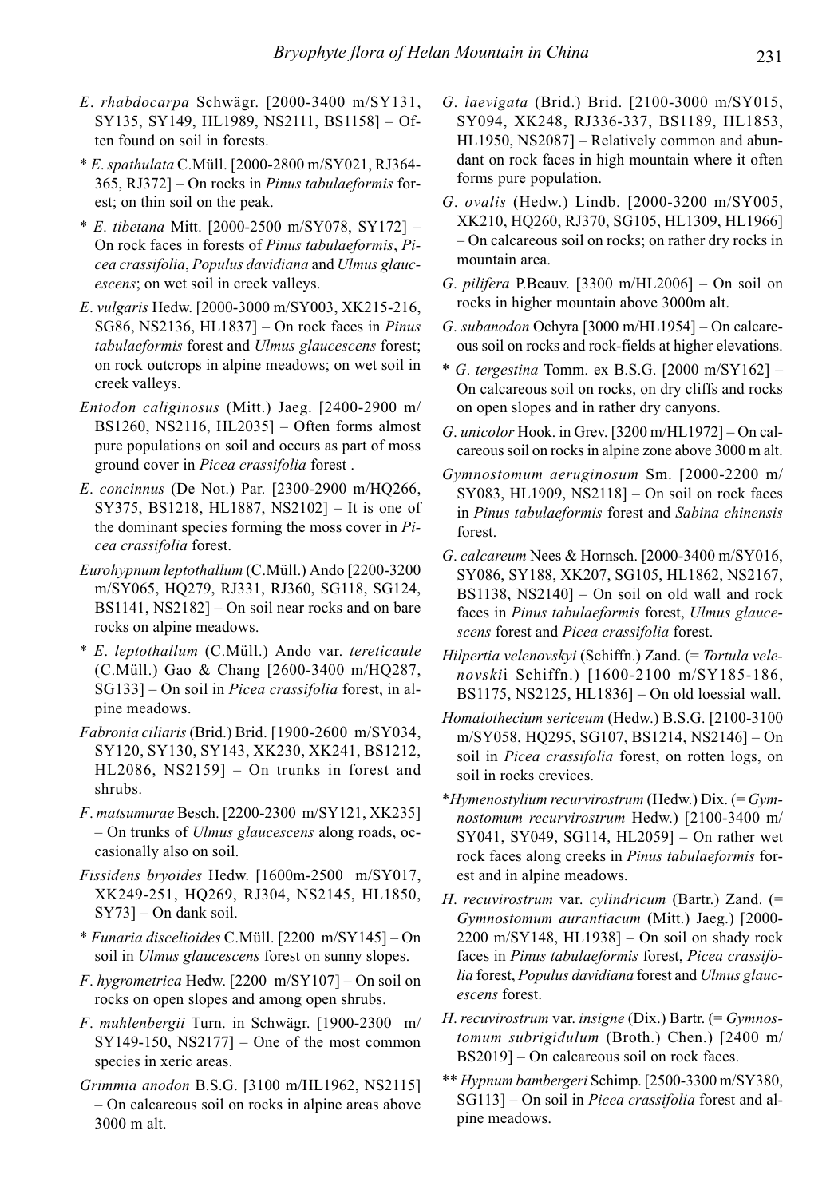*E. rhabdocarpa* Schwägr. [2000-3400 m/SY131, SY135, SY149, HL1989, NS2111, BS1158] – Often found on soil in forests.

* *E. spathulata* C.Müll. [2000-2800 m/SY021, RJ364-365, RJ372] – On rocks in *Pinus tabulaeformis* forest; on thin soil on the peak.

* *E. tibetana* Mitt. [2000-2500 m/SY078, SY172] – On rock faces in forests of *Pinus tabulaeformis*, *Picea crassifolia*, *Populus davidiana* and *Ulmus glaucescens*; on wet soil in creek valleys.

*E. vulgaris* Hedw. [2000-3000 m/SY003, XK215-216, SG86, NS2136, HL1837] – On rock faces in *Pinus tabulaeformis* forest and *Ulmus glaucescens* forest; on rock outcrops in alpine meadows; on wet soil in creek valleys.

*Entodon caliginosus* (Mitt.) Jaeg. [2400-2900 m/BS1260, NS2116, HL2035] – Often forms almost pure populations on soil and occurs as part of moss ground cover in *Picea crassifolia* forest .

*E. concinnus* (De Not.) Par. [2300-2900 m/HQ266, SY375, BS1218, HL1887, NS2102] – It is one of the dominant species forming the moss cover in *Picea crassifolia* forest.

*Eurohypnum leptothallum* (C.Müll.) Ando [2200-3200 m/SY065, HQ279, RJ331, RJ360, SG118, SG124, BS1141, NS2182] – On soil near rocks and on bare rocks on alpine meadows.

* *E. leptothallum* (C.Müll.) Ando var. *tereticaule* (C.Müll.) Gao & Chang [2600-3400 m/HQ287, SG133] – On soil in *Picea crassifolia* forest, in alpine meadows.

*Fabronia ciliaris* (Brid.) Brid. [1900-2600 m/SY034, SY120, SY130, SY143, XK230, XK241, BS1212, HL2086, NS2159] – On trunks in forest and shrubs.

*F. matsumurae* Besch. [2200-2300 m/SY121, XK235] – On trunks of *Ulmus glaucescens* along roads, occasionally also on soil.

*Fissidens bryoides* Hedw. [1600m-2500 m/SY017, XK249-251, HQ269, RJ304, NS2145, HL1850, SY73] – On dank soil.

* *Funaria discelioides* C.Müll. [2200 m/SY145] – On soil in *Ulmus glaucescens* forest on sunny slopes.

*F. hygrometrica* Hedw. [2200 m/SY107] – On soil on rocks on open slopes and among open shrubs.

*F. muhlenbergii* Turn. in Schwägr. [1900-2300 m/SY149-150, NS2177] – One of the most common species in xeric areas.

*Grimmia anodon* B.S.G. [3100 m/HL1962, NS2115] – On calcareous soil on rocks in alpine areas above 3000 m alt.

*G. laevigata* (Brid.) Brid. [2100-3000 m/SY015, SY094, XK248, RJ336-337, BS1189, HL1853, HL1950, NS2087] – Relatively common and abundant on rock faces in high mountain where it often forms pure population.

*G. ovalis* (Hedw.) Lindb. [2000-3200 m/SY005, XK210, HQ260, RJ370, SG105, HL1309, HL1966] – On calcareous soil on rocks; on rather dry rocks in mountain area.

*G. pilifera* P.Beauv. [3300 m/HL2006] – On soil on rocks in higher mountain above 3000m alt.

*G. subanodon* Ochyra [3000 m/HL1954] – On calcareous soil on rocks and rock-fields at higher elevations.

* *G. tergestina* Tomm. ex B.S.G. [2000 m/SY162] – On calcareous soil on rocks, on dry cliffs and rocks on open slopes and in rather dry canyons.

*G. unicolor* Hook. in Grev. [3200 m/HL1972] – On calcareous soil on rocks in alpine zone above 3000 m alt.

*Gymnostomum aeruginosum* Sm. [2000-2200 m/SY083, HL1909, NS2118] – On soil on rock faces in *Pinus tabulaeformis* forest and *Sabina chinensis* forest.

*G. calcareum* Nees & Hornsch. [2000-3400 m/SY016, SY086, SY188, XK207, SG105, HL1862, NS2167, BS1138, NS2140] – On soil on old wall and rock faces in *Pinus tabulaeformis* forest, *Ulmus glaucescens* forest and *Picea crassifolia* forest.

*Hilpertia velenovskyi* (Schiffn.) Zand. (= *Tortula velenovskii* Schiffn.) [1600-2100 m/SY185-186, BS1175, NS2125, HL1836] – On old loessial wall.

*Homalothecium sericeum* (Hedw.) B.S.G. [2100-3100 m/SY058, HQ295, SG107, BS1214, NS2146] – On soil in *Picea crassifolia* forest, on rotten logs, on soil in rocks crevices.

**Hymenostylium recurvirostrum* (Hedw.) Dix. (= *Gymnostomum recurvirostrum* Hedw.) [2100-3400 m/SY041, SY049, SG114, HL2059] – On rather wet rock faces along creeks in *Pinus tabulaeformis* forest and in alpine meadows.

*H. recuvirostrum* var. *cylindricum* (Bartr.) Zand. (= *Gymnostomum aurantiacum* (Mitt.) Jaeg.) [2000-2200 m/SY148, HL1938] – On soil on shady rock faces in *Pinus tabulaeformis* forest, *Picea crassifolia* forest, *Populus davidiana* forest and *Ulmus glaucescens* forest.

*H. recuvirostrum* var. *insigne* (Dix.) Bartr. (= *Gymnostomum subrigidulum* (Broth.) Chen.) [2400 m/BS2019] – On calcareous soil on rock faces.

** *Hypnum bambergeri* Schimp. [2500-3300 m/SY380, SG113] – On soil in *Picea crassifolia* forest and alpine meadows.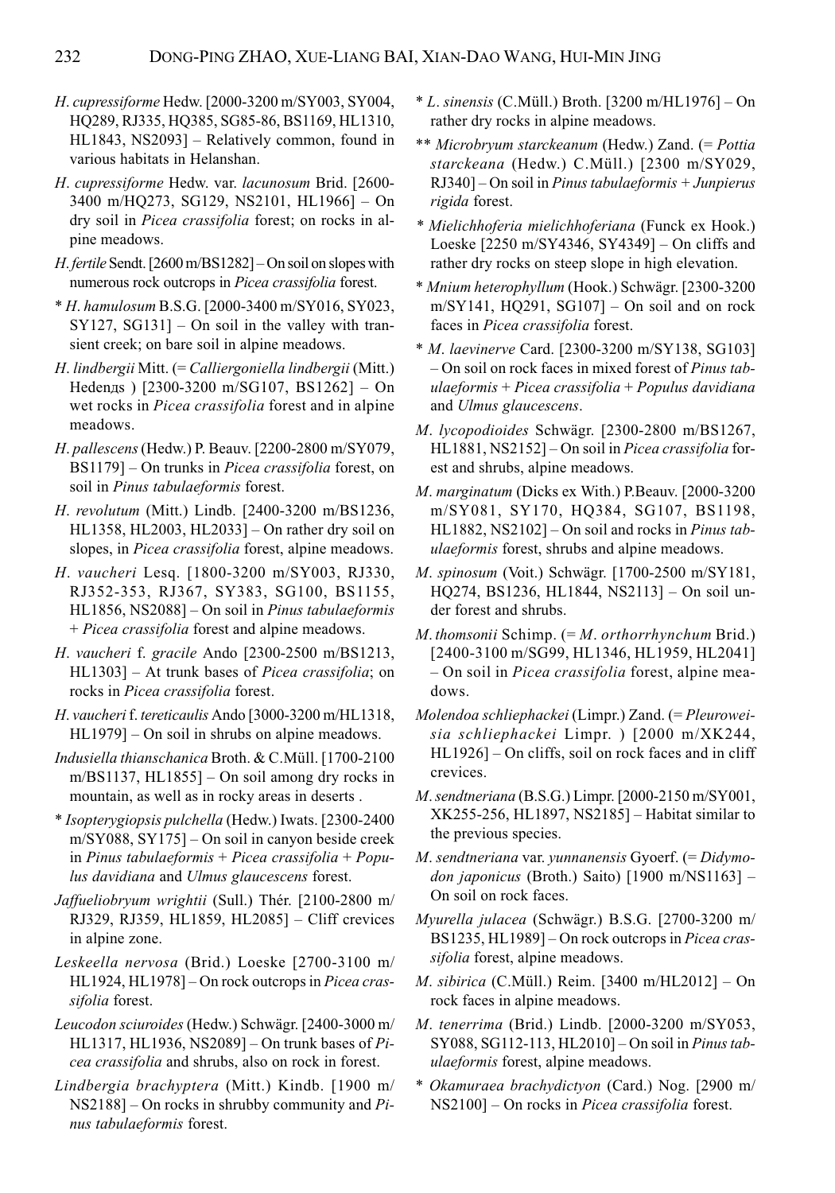*H. cupressiforme* Hedw. [2000-3200 m/SY003, SY004, HQ289, RJ335, HQ385, SG85-86, BS1169, HL1310, HL1843, NS2093] – Relatively common, found in various habitats in Helanshan.

*H. cupressiforme* Hedw. var. *lacunosum* Brid. [2600-3400 m/HQ273, SG129, NS2101, HL1966] – On dry soil in *Picea crassifolia* forest; on rocks in alpine meadows.

*H. fertile* Sendt. [2600 m/BS1282] – On soil on slopes with numerous rock outcrops in *Picea crassifolia* forest.

* *H. hamulosum* B.S.G. [2000-3400 m/SY016, SY023, SY127, SG131] – On soil in the valley with transient creek; on bare soil in alpine meadows.

*H. lindbergii* Mitt. (= *Calliergoniella lindbergii* (Mitt.) Hedenдs ) [2300-3200 m/SG107, BS1262] – On wet rocks in *Picea crassifolia* forest and in alpine meadows.

*H. pallescens* (Hedw.) P. Beauv. [2200-2800 m/SY079, BS1179] – On trunks in *Picea crassifolia* forest, on soil in *Pinus tabulaeformis* forest.

*H. revolutum* (Mitt.) Lindb. [2400-3200 m/BS1236, HL1358, HL2003, HL2033] – On rather dry soil on slopes, in *Picea crassifolia* forest, alpine meadows.

*H. vaucheri* Lesq. [1800-3200 m/SY003, RJ330, RJ352-353, RJ367, SY383, SG100, BS1155, HL1856, NS2088] – On soil in *Pinus tabulaeformis* + *Picea crassifolia* forest and alpine meadows.

*H. vaucheri* f. *gracile* Ando [2300-2500 m/BS1213, HL1303] – At trunk bases of *Picea crassifolia*; on rocks in *Picea crassifolia* forest.

*H. vaucheri* f. *tereticaulis* Ando [3000-3200 m/HL1318, HL1979] – On soil in shrubs on alpine meadows.

*Indusiella thianschanica* Broth. & C.Müll. [1700-2100 m/BS1137, HL1855] – On soil among dry rocks in mountain, as well as in rocky areas in deserts .

* *Isopterygiopsis pulchella* (Hedw.) Iwats. [2300-2400 m/SY088, SY175] – On soil in canyon beside creek in *Pinus tabulaeformis* + *Picea crassifolia* + *Populus davidiana* and *Ulmus glaucescens* forest.

*Jaffueliobryum wrightii* (Sull.) Thér. [2100-2800 m/RJ329, RJ359, HL1859, HL2085] – Cliff crevices in alpine zone.

*Leskeella nervosa* (Brid.) Loeske [2700-3100 m/HL1924, HL1978] – On rock outcrops in *Picea crassifolia* forest.

*Leucodon sciuroides* (Hedw.) Schwägr. [2400-3000 m/HL1317, HL1936, NS2089] – On trunk bases of *Picea crassifolia* and shrubs, also on rock in forest.

*Lindbergia brachyptera* (Mitt.) Kindb. [1900 m/NS2188] – On rocks in shrubby community and *Pinus tabulaeformis* forest.

* *L. sinensis* (C.Müll.) Broth. [3200 m/HL1976] – On rather dry rocks in alpine meadows.

** *Microbryum starckeanum* (Hedw.) Zand. (= *Pottia starckeana* (Hedw.) C.Müll.) [2300 m/SY029, RJ340] – On soil in *Pinus tabulaeformis* + *Junpierus rigida* forest.

* *Mielichhoferia mielichhoferiana* (Funck ex Hook.) Loeske [2250 m/SY4346, SY4349] – On cliffs and rather dry rocks on steep slope in high elevation.

* *Mnium heterophyllum* (Hook.) Schwägr. [2300-3200 m/SY141, HQ291, SG107] – On soil and on rock faces in *Picea crassifolia* forest.

* *M. laevinerve* Card. [2300-3200 m/SY138, SG103] – On soil on rock faces in mixed forest of *Pinus tabulaeformis* + *Picea crassifolia* + *Populus davidiana* and *Ulmus glaucescens*.

*M. lycopodioides* Schwägr. [2300-2800 m/BS1267, HL1881, NS2152] – On soil in *Picea crassifolia* forest and shrubs, alpine meadows.

*M. marginatum* (Dicks ex With.) P.Beauv. [2000-3200 m/SY081, SY170, HQ384, SG107, BS1198, HL1882, NS2102] – On soil and rocks in *Pinus tabulaeformis* forest, shrubs and alpine meadows.

*M. spinosum* (Voit.) Schwägr. [1700-2500 m/SY181, HQ274, BS1236, HL1844, NS2113] – On soil under forest and shrubs.

*M. thomsonii* Schimp. (= *M. orthorrhynchum* Brid.) [2400-3100 m/SG99, HL1346, HL1959, HL2041] – On soil in *Picea crassifolia* forest, alpine meadows.

*Molendoa schliephackei* (Limpr.) Zand. (= *Pleuroweisia schliephackei* Limpr. ) [2000 m/XK244, HL1926] – On cliffs, soil on rock faces and in cliff crevices.

*M. sendtneriana* (B.S.G.) Limpr. [2000-2150 m/SY001, XK255-256, HL1897, NS2185] – Habitat similar to the previous species.

*M. sendtneriana* var. *yunnanensis* Gyoerf. (= *Didymodon japonicus* (Broth.) Saito) [1900 m/NS1163] – On soil on rock faces.

*Myurella julacea* (Schwägr.) B.S.G. [2700-3200 m/BS1235, HL1989] – On rock outcrops in *Picea crassifolia* forest, alpine meadows.

*M. sibirica* (C.Müll.) Reim. [3400 m/HL2012] – On rock faces in alpine meadows.

*M. tenerrima* (Brid.) Lindb. [2000-3200 m/SY053, SY088, SG112-113, HL2010] – On soil in *Pinus tabulaeformis* forest, alpine meadows.

* *Okamuraea brachydictyon* (Card.) Nog. [2900 m/NS2100] – On rocks in *Picea crassifolia* forest.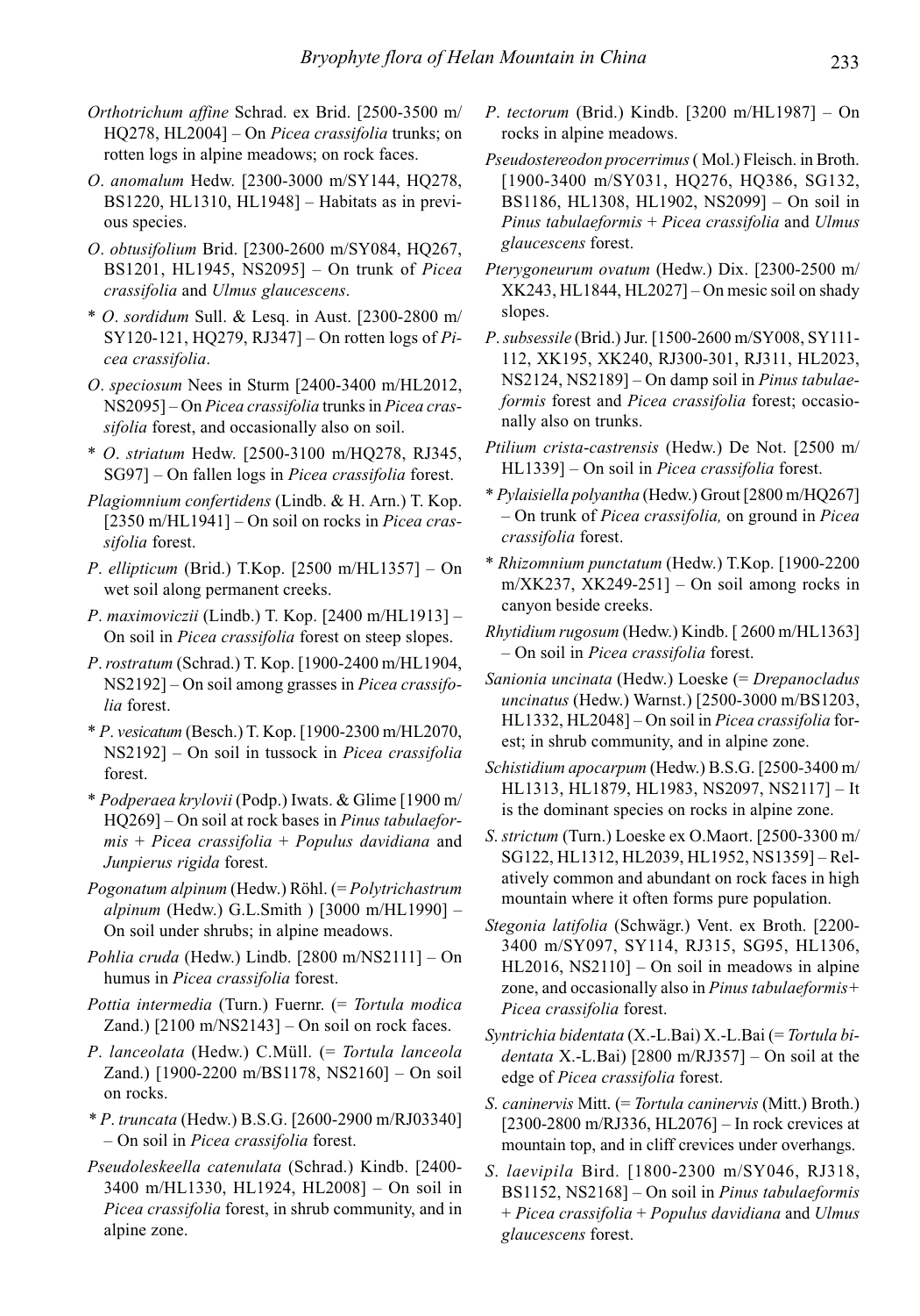*Orthotrichum affine* Schrad. ex Brid. [2500-3500 m/HQ278, HL2004] – On *Picea crassifolia* trunks; on rotten logs in alpine meadows; on rock faces.

*O. anomalum* Hedw. [2300-3000 m/SY144, HQ278, BS1220, HL1310, HL1948] – Habitats as in previous species.

*O. obtusifolium* Brid. [2300-2600 m/SY084, HQ267, BS1201, HL1945, NS2095] – On trunk of *Picea crassifolia* and *Ulmus glaucescens*.

\* *O. sordidum* Sull. & Lesq. in Aust. [2300-2800 m/SY120-121, HQ279, RJ347] – On rotten logs of *Picea crassifolia*.

*O. speciosum* Nees in Sturm [2400-3400 m/HL2012, NS2095] – On *Picea crassifolia* trunks in *Picea crassifolia* forest, and occasionally also on soil.

\* *O. striatum* Hedw. [2500-3100 m/HQ278, RJ345, SG97] – On fallen logs in *Picea crassifolia* forest.

*Plagiomnium confertidens* (Lindb. & H. Arn.) T. Kop. [2350 m/HL1941] – On soil on rocks in *Picea crassifolia* forest.

*P. ellipticum* (Brid.) T.Kop. [2500 m/HL1357] – On wet soil along permanent creeks.

*P. maximoviczii* (Lindb.) T. Kop. [2400 m/HL1913] – On soil in *Picea crassifolia* forest on steep slopes.

*P. rostratum* (Schrad.) T. Kop. [1900-2400 m/HL1904, NS2192] – On soil among grasses in *Picea crassifolia* forest.

\* *P. vesicatum* (Besch.) T. Kop. [1900-2300 m/HL2070, NS2192] – On soil in tussock in *Picea crassifolia* forest.

\* *Podperaea krylovii* (Podp.) Iwats. & Glime [1900 m/HQ269] – On soil at rock bases in *Pinus tabulaeformis* + *Picea crassifolia* + *Populus davidiana* and *Junpierus rigida* forest.

*Pogonatum alpinum* (Hedw.) Röhl. (= *Polytrichastrum alpinum* (Hedw.) G.L.Smith ) [3000 m/HL1990] – On soil under shrubs; in alpine meadows.

*Pohlia cruda* (Hedw.) Lindb. [2800 m/NS2111] – On humus in *Picea crassifolia* forest.

*Pottia intermedia* (Turn.) Fuernr. (= *Tortula modica* Zand.) [2100 m/NS2143] – On soil on rock faces.

*P. lanceolata* (Hedw.) C.Müll. (= *Tortula lanceola* Zand.) [1900-2200 m/BS1178, NS2160] – On soil on rocks.

\* *P. truncata* (Hedw.) B.S.G. [2600-2900 m/RJ03340] – On soil in *Picea crassifolia* forest.

*Pseudoleskeella catenulata* (Schrad.) Kindb. [2400-3400 m/HL1330, HL1924, HL2008] – On soil in *Picea crassifolia* forest, in shrub community, and in alpine zone.

*P. tectorum* (Brid.) Kindb. [3200 m/HL1987] – On rocks in alpine meadows.

*Pseudostereodon procerrimus* ( Mol.) Fleisch. in Broth. [1900-3400 m/SY031, HQ276, HQ386, SG132, BS1186, HL1308, HL1902, NS2099] – On soil in *Pinus tabulaeformis* + *Picea crassifolia* and *Ulmus glaucescens* forest.

*Pterygoneurum ovatum* (Hedw.) Dix. [2300-2500 m/XK243, HL1844, HL2027] – On mesic soil on shady slopes.

*P. subsessile* (Brid.) Jur. [1500-2600 m/SY008, SY111-112, XK195, XK240, RJ300-301, RJ311, HL2023, NS2124, NS2189] – On damp soil in *Pinus tabulaeformis* forest and *Picea crassifolia* forest; occasionally also on trunks.

*Ptilium crista-castrensis* (Hedw.) De Not. [2500 m/HL1339] – On soil in *Picea crassifolia* forest.

\* *Pylaisiella polyantha* (Hedw.) Grout [2800 m/HQ267] – On trunk of *Picea crassifolia,* on ground in *Picea crassifolia* forest.

\* *Rhizomnium punctatum* (Hedw.) T.Kop. [1900-2200 m/XK237, XK249-251] – On soil among rocks in canyon beside creeks.

*Rhytidium rugosum* (Hedw.) Kindb. [ 2600 m/HL1363] – On soil in *Picea crassifolia* forest.

*Sanionia uncinata* (Hedw.) Loeske (= *Drepanocladus uncinatus* (Hedw.) Warnst.) [2500-3000 m/BS1203, HL1332, HL2048] – On soil in *Picea crassifolia* forest; in shrub community, and in alpine zone.

*Schistidium apocarpum* (Hedw.) B.S.G. [2500-3400 m/HL1313, HL1879, HL1983, NS2097, NS2117] – It is the dominant species on rocks in alpine zone.

*S. strictum* (Turn.) Loeske ex O.Maort. [2500-3300 m/SG122, HL1312, HL2039, HL1952, NS1359] – Relatively common and abundant on rock faces in high mountain where it often forms pure population.

*Stegonia latifolia* (Schwägr.) Vent. ex Broth. [2200-3400 m/SY097, SY114, RJ315, SG95, HL1306, HL2016, NS2110] – On soil in meadows in alpine zone, and occasionally also in *Pinus tabulaeformis*+ *Picea crassifolia* forest.

*Syntrichia bidentata* (X.-L.Bai) X.-L.Bai (= *Tortula bidentata* X.-L.Bai) [2800 m/RJ357] – On soil at the edge of *Picea crassifolia* forest.

*S. caninervis* Mitt. (= *Tortula caninervis* (Mitt.) Broth.) [2300-2800 m/RJ336, HL2076] – In rock crevices at mountain top, and in cliff crevices under overhangs.

*S. laevipila* Bird. [1800-2300 m/SY046, RJ318, BS1152, NS2168] – On soil in *Pinus tabulaeformis* + *Picea crassifolia* + *Populus davidiana* and *Ulmus glaucescens* forest.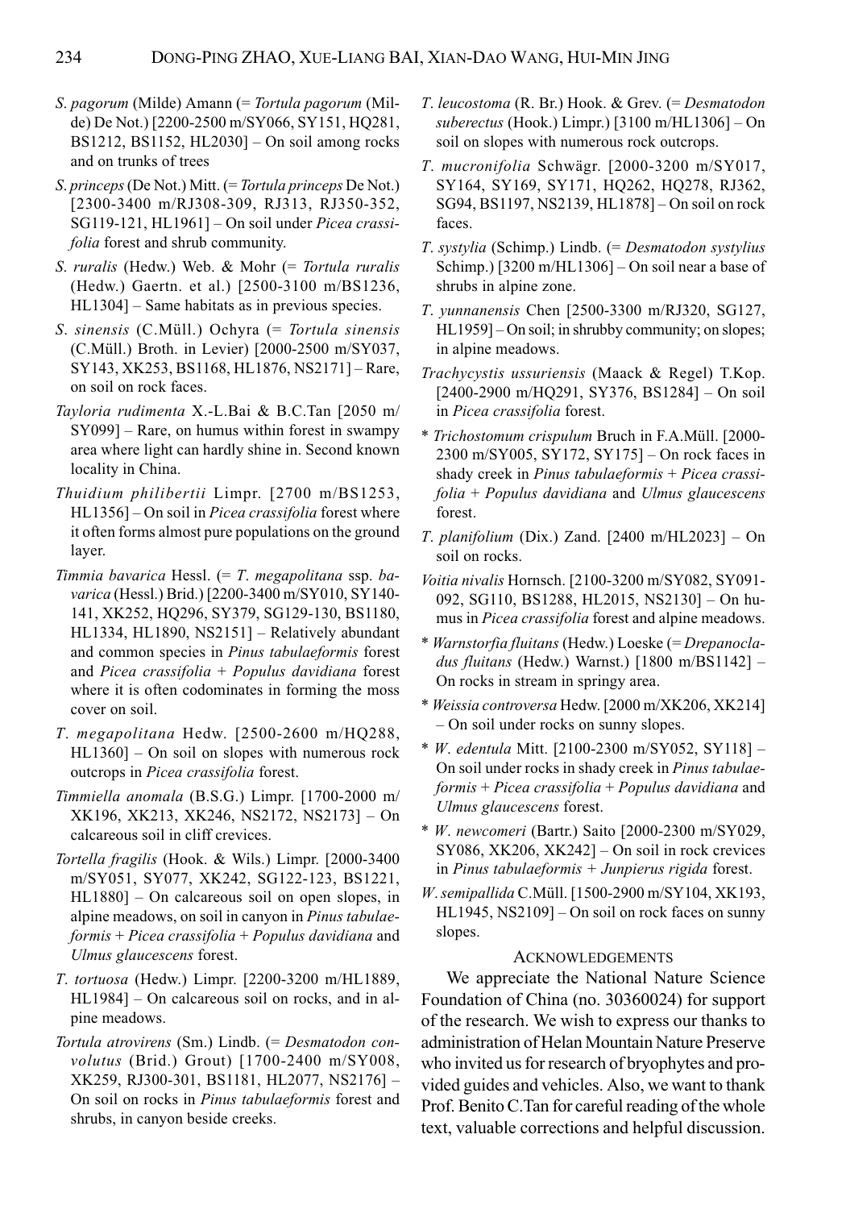*S. pagorum* (Milde) Amann (= *Tortula pagorum* (Milde) De Not.) [2200-2500 m/SY066, SY151, HQ281, BS1212, BS1152, HL2030] – On soil among rocks and on trunks of trees

*S. princeps* (De Not.) Mitt. (= *Tortula princeps* De Not.) [2300-3400 m/RJ308-309, RJ313, RJ350-352, SG119-121, HL1961] – On soil under *Picea crassifolia* forest and shrub community.

*S. ruralis* (Hedw.) Web. & Mohr (= *Tortula ruralis* (Hedw.) Gaertn. et al.) [2500-3100 m/BS1236, HL1304] – Same habitats as in previous species.

*S. sinensis* (C.Müll.) Ochyra (= *Tortula sinensis* (C.Müll.) Broth. in Levier) [2000-2500 m/SY037, SY143, XK253, BS1168, HL1876, NS2171] – Rare, on soil on rock faces.

*Tayloria rudimenta* X.-L.Bai & B.C.Tan [2050 m/SY099] – Rare, on humus within forest in swampy area where light can hardly shine in. Second known locality in China.

*Thuidium philibertii* Limpr. [2700 m/BS1253, HL1356] – On soil in *Picea crassifolia* forest where it often forms almost pure populations on the ground layer.

*Timmia bavarica* Hessl. (= *T. megapolitana* ssp. *bavarica* (Hessl.) Brid.) [2200-3400 m/SY010, SY140-141, XK252, HQ296, SY379, SG129-130, BS1180, HL1334, HL1890, NS2151] – Relatively abundant and common species in *Pinus tabulaeformis* forest and *Picea crassifolia* + *Populus davidiana* forest where it is often codominates in forming the moss cover on soil.

*T. megapolitana* Hedw. [2500-2600 m/HQ288, HL1360] – On soil on slopes with numerous rock outcrops in *Picea crassifolia* forest.

*Timmiella anomala* (B.S.G.) Limpr. [1700-2000 m/XK196, XK213, XK246, NS2172, NS2173] – On calcareous soil in cliff crevices.

*Tortella fragilis* (Hook. & Wils.) Limpr. [2000-3400 m/SY051, SY077, XK242, SG122-123, BS1221, HL1880] – On calcareous soil on open slopes, in alpine meadows, on soil in canyon in *Pinus tabulaeformis* + *Picea crassifolia* + *Populus davidiana* and *Ulmus glaucescens* forest.

*T. tortuosa* (Hedw.) Limpr. [2200-3200 m/HL1889, HL1984] – On calcareous soil on rocks, and in alpine meadows.

*Tortula atrovirens* (Sm.) Lindb. (= *Desmatodon convolutus* (Brid.) Grout) [1700-2400 m/SY008, XK259, RJ300-301, BS1181, HL2077, NS2176] – On soil on rocks in *Pinus tabulaeformis* forest and shrubs, in canyon beside creeks.

*T. leucostoma* (R. Br.) Hook. & Grev. (= *Desmatodon suberectus* (Hook.) Limpr.) [3100 m/HL1306] – On soil on slopes with numerous rock outcrops.

*T. mucronifolia* Schwägr. [2000-3200 m/SY017, SY164, SY169, SY171, HQ262, HQ278, RJ362, SG94, BS1197, NS2139, HL1878] – On soil on rock faces.

*T. systylia* (Schimp.) Lindb. (= *Desmatodon systylius* Schimp.) [3200 m/HL1306] – On soil near a base of shrubs in alpine zone.

*T. yunnanensis* Chen [2500-3300 m/RJ320, SG127, HL1959] – On soil; in shrubby community; on slopes; in alpine meadows.

*Trachycystis ussuriensis* (Maack & Regel) T.Kop. [2400-2900 m/HQ291, SY376, BS1284] – On soil in *Picea crassifolia* forest.

\* *Trichostomum crispulum* Bruch in F.A.Müll. [2000-2300 m/SY005, SY172, SY175] – On rock faces in shady creek in *Pinus tabulaeformis* + *Picea crassifolia* + *Populus davidiana* and *Ulmus glaucescens* forest.

*T. planifolium* (Dix.) Zand. [2400 m/HL2023] – On soil on rocks.

*Voitia nivalis* Hornsch. [2100-3200 m/SY082, SY091-092, SG110, BS1288, HL2015, NS2130] – On humus in *Picea crassifolia* forest and alpine meadows.

\* *Warnstorfia fluitans* (Hedw.) Loeske (= *Drepanocladus fluitans* (Hedw.) Warnst.) [1800 m/BS1142] – On rocks in stream in springy area.

\* *Weissia controversa* Hedw. [2000 m/XK206, XK214] – On soil under rocks on sunny slopes.

\* *W. edentula* Mitt. [2100-2300 m/SY052, SY118] – On soil under rocks in shady creek in *Pinus tabulaeformis* + *Picea crassifolia* + *Populus davidiana* and *Ulmus glaucescens* forest.

\* *W. newcomeri* (Bartr.) Saito [2000-2300 m/SY029, SY086, XK206, XK242] – On soil in rock crevices in *Pinus tabulaeformis + Junpierus rigida* forest.

*W. semipallida* C.Müll. [1500-2900 m/SY104, XK193, HL1945, NS2109] – On soil on rock faces on sunny slopes.

## Acknowledgements

We appreciate the National Nature Science Foundation of China (no. 30360024) for support of the research. We wish to express our thanks to administration of Helan Mountain Nature Preserve who invited us for research of bryophytes and provided guides and vehicles. Also, we want to thank Prof. Benito C.Tan for careful reading of the whole text, valuable corrections and helpful discussion.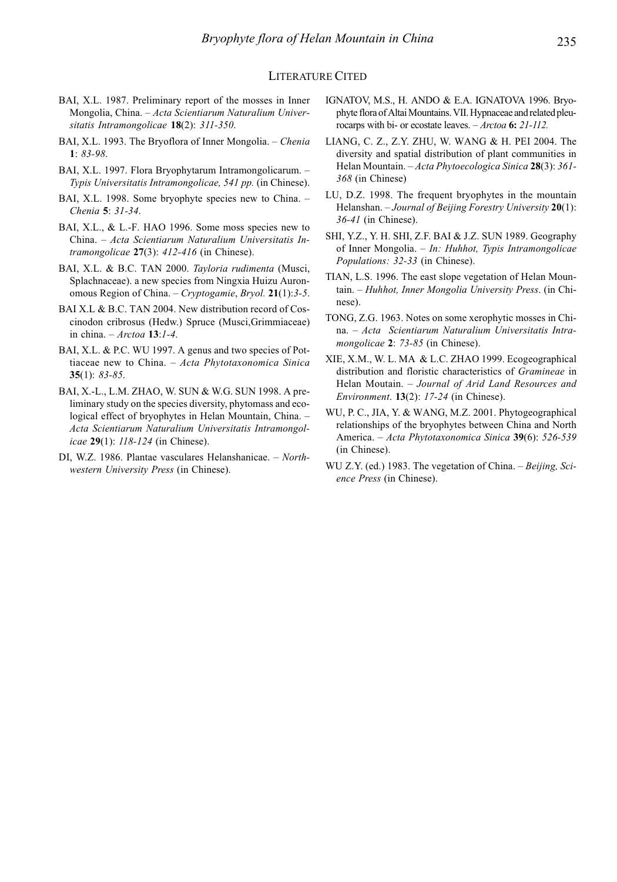## LITERATURE CITED

BAI, X.L. 1987. Preliminary report of the mosses in Inner Mongolia, China. – *Acta Scientiarum Naturalium Universitatis Intramongolicae* **18**(2): *311-350*.

BAI, X.L. 1993. The Bryoflora of Inner Mongolia. – *Chenia* **1**: *83-98*.

BAI, X.L. 1997. Flora Bryophytarum Intramongolicarum. – *Typis Universitatis Intramongolicae, 541 pp.* (in Chinese).

BAI, X.L. 1998. Some bryophyte species new to China. – *Chenia* **5**: *31-34*.

BAI, X.L., & L.-F. HAO 1996. Some moss species new to China. – *Acta Scientiarum Naturalium Universitatis Intramongolicae* **27**(3): *412-416* (in Chinese).

BAI, X.L. & B.C. TAN 2000. *Tayloria rudimenta* (Musci, Splachnaceae). a new species from Ningxia Huizu Auronomous Region of China. – *Cryptogamie*, *Bryol.* **21**(1):*3-5*.

BAI X.L & B.C. TAN 2004. New distribution record of Coscinodon cribrosus (Hedw.) Spruce (Musci,Grimmiaceae) in china. – *Arctoa* **13**:*1-4*.

BAI, X.L. & P.C. WU 1997. A genus and two species of Pottiaceae new to China. – *Acta Phytotaxonomica Sinica* **35**(1): *83-85*.

BAI, X.-L., L.M. ZHAO, W. SUN & W.G. SUN 1998. A preliminary study on the species diversity, phytomass and ecological effect of bryophytes in Helan Mountain, China. – *Acta Scientiarum Naturalium Universitatis Intramongolicae* **29**(1): *118-124* (in Chinese).

DI, W.Z. 1986. Plantae vasculares Helanshanicae. – *Northwestern University Press* (in Chinese).

IGNATOV, M.S., H. ANDO & E.A. IGNATOVA 1996. Bryophyte flora of Altai Mountains. VII. Hypnaceae and related pleurocarps with bi- or ecostate leaves. – *Arctoa* **6:** *21-112.*

LIANG, C. Z., Z.Y. ZHU, W. WANG & H. PEI 2004. The diversity and spatial distribution of plant communities in Helan Mountain. – *Acta Phytoecologica Sinica* **28**(3): *361-368* (in Chinese)

LU, D.Z. 1998. The frequent bryophytes in the mountain Helanshan. – *Journal of Beijing Forestry University* **20**(1): *36-41* (in Chinese).

SHI, Y.Z., Y. H. SHI, Z.F. BAI & J.Z. SUN 1989. Geography of Inner Mongolia. – *In: Huhhot, Typis Intramongolicae Populations: 32-33* (in Chinese).

TIAN, L.S. 1996. The east slope vegetation of Helan Mountain. – *Huhhot, Inner Mongolia University Press*. (in Chinese).

TONG, Z.G. 1963. Notes on some xerophytic mosses in China. – *Acta Scientiarum Naturalium Universitatis Intramongolicae* **2**: *73-85* (in Chinese).

XIE, X.M., W. L. MA & L.C. ZHAO 1999. Ecogeographical distribution and floristic characteristics of *Gramineae* in Helan Moutain. – *Journal of Arid Land Resources and Environment*. **13**(2): *17-24* (in Chinese).

WU, P. C., JIA, Y. & WANG, M.Z. 2001. Phytogeographical relationships of the bryophytes between China and North America. – *Acta Phytotaxonomica Sinica* **39**(6): *526-539* (in Chinese).

WU Z.Y. (ed.) 1983. The vegetation of China. – *Beijing, Science Press* (in Chinese).